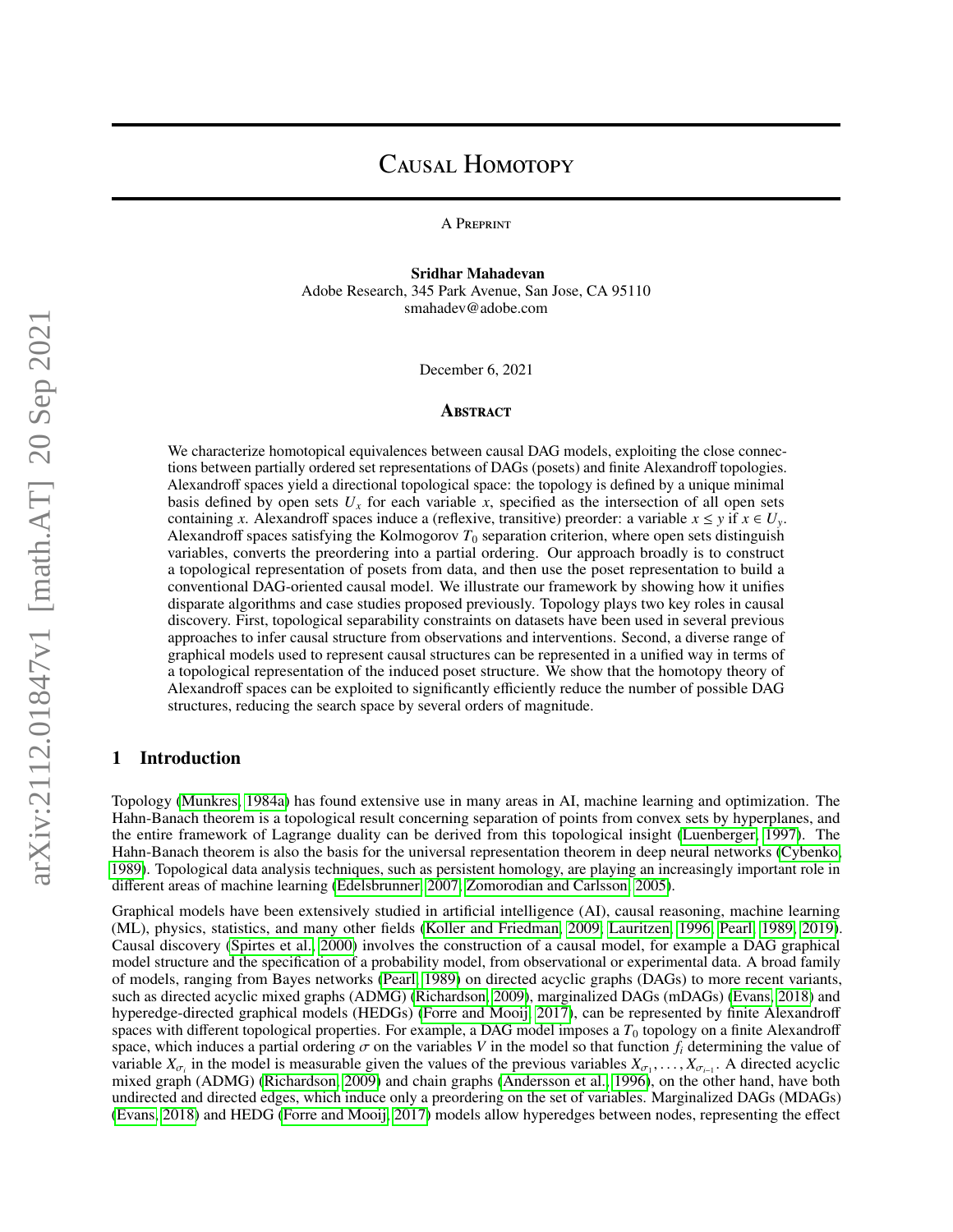# Causal Homotopy

A Preprint

**Sridhar Mahadevan**
Adobe Research, 345 Park Avenue, San Jose, CA 95110
smahadev@adobe.com

December 6, 2021

## Abstract

We characterize homotopical equivalences between causal DAG models, exploiting the close connections between partially ordered set representations of DAGs (posets) and finite Alexandroff topologies. Alexandroff spaces yield a directional topological space: the topology is defined by a unique minimal basis defined by open sets $U_x$ for each variable $x$, specified as the intersection of all open sets containing $x$. Alexandroff spaces induce a (reflexive, transitive) preorder: a variable $x \leq y$ if $x \in U_y$. Alexandroff spaces satisfying the Kolmogorov $T_0$ separation criterion, where open sets distinguish variables, converts the preordering into a partial ordering. Our approach broadly is to construct a topological representation of posets from data, and then use the poset representation to build a conventional DAG-oriented causal model. We illustrate our framework by showing how it unifies disparate algorithms and case studies proposed previously. Topology plays two key roles in causal discovery. First, topological separability constraints on datasets have been used in several previous approaches to infer causal structure from observations and interventions. Second, a diverse range of graphical models used to represent causal structures can be represented in a unified way in terms of a topological representation of the induced poset structure. We show that the homotopy theory of Alexandroff spaces can be exploited to significantly efficiently reduce the number of possible DAG structures, reducing the search space by several orders of magnitude.

## 1 Introduction

Topology (Munkres, 1984a) has found extensive use in many areas in AI, machine learning and optimization. The Hahn-Banach theorem is a topological result concerning separation of points from convex sets by hyperplanes, and the entire framework of Lagrange duality can be derived from this topological insight (Luenberger, 1997). The Hahn-Banach theorem is also the basis for the universal representation theorem in deep neural networks (Cybenko, 1989). Topological data analysis techniques, such as persistent homology, are playing an increasingly important role in different areas of machine learning (Edelsbrunner, 2007, Zomorodian and Carlsson, 2005).

Graphical models have been extensively studied in artificial intelligence (AI), causal reasoning, machine learning (ML), physics, statistics, and many other fields (Koller and Friedman, 2009, Lauritzen, 1996, Pearl, 1989, 2019). Causal discovery (Spirtes et al., 2000) involves the construction of a causal model, for example a DAG graphical model structure and the specification of a probability model, from observational or experimental data. A broad family of models, ranging from Bayes networks (Pearl, 1989) on directed acyclic graphs (DAGs) to more recent variants, such as directed acyclic mixed graphs (ADMG) (Richardson, 2009), marginalized DAGs (mDAGs) (Evans, 2018) and hyperedge-directed graphical models (HEDGs) (Forre and Mooij, 2017), can be represented by finite Alexandroff spaces with different topological properties. For example, a DAG model imposes a $T_0$ topology on a finite Alexandroff space, which induces a partial ordering $\sigma$ on the variables $V$ in the model so that function $f_i$ determining the value of variable $X_{\sigma_i}$ in the model is measurable given the values of the previous variables $X_{\sigma_1}, \ldots, X_{\sigma_{i-1}}$. A directed acyclic mixed graph (ADMG) (Richardson, 2009) and chain graphs (Andersson et al., 1996), on the other hand, have both undirected and directed edges, which induce only a preordering on the set of variables. Marginalized DAGs (MDAGs) (Evans, 2018) and HEDG (Forre and Mooij, 2017) models allow hyperedges between nodes, representing the effect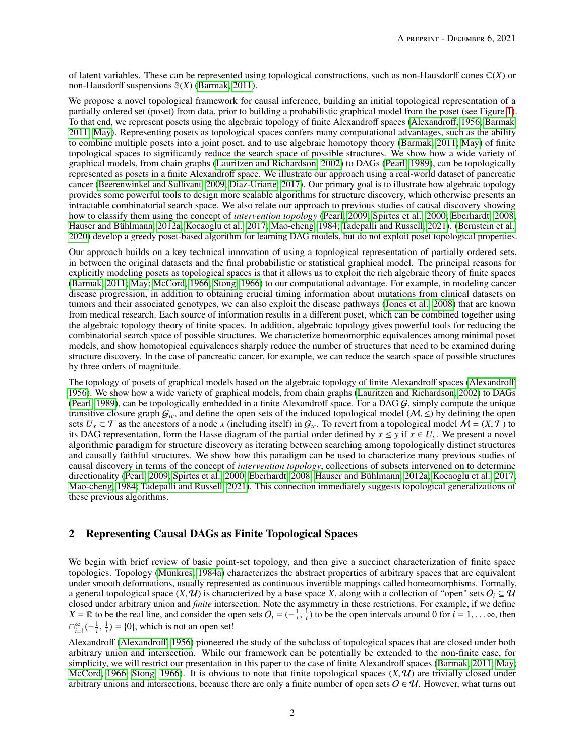of latent variables. These can be represented using topological constructions, such as non-Hausdorff cones $\mathbb{C}(X)$ or non-Hausdorff suspensions $\mathbb{S}(X)$ (Barmak, 2011).

We propose a novel topological framework for causal inference, building an initial topological representation of a partially ordered set (poset) from data, prior to building a probabilistic graphical model from the poset (see Figure 1). To that end, we represent posets using the algebraic topology of finite Alexandroff spaces (Alexandroff, 1956; Barmak, 2011; May). Representing posets as topological spaces confers many computational advantages, such as the ability to combine multiple posets into a joint poset, and to use algebraic homotopy theory (Barmak, 2011; May) of finite topological spaces to significantly reduce the search space of possible structures. We show how a wide variety of graphical models, from chain graphs (Lauritzen and Richardson, 2002) to DAGs (Pearl, 1989), can be topologically represented as posets in a finite Alexandroff space. We illustrate our approach using a real-world dataset of pancreatic cancer (Beerenwinkel and Sullivant, 2009; Diaz-Uriarte, 2017). Our primary goal is to illustrate how algebraic topology provides some powerful tools to design more scalable algorithms for structure discovery, which otherwise presents an intractable combinatorial search space. We also relate our approach to previous studies of causal discovery showing how to classify them using the concept of *intervention topology* (Pearl, 2009; Spirtes et al., 2000; Eberhardt, 2008; Hauser and Bühlmann, 2012a; Kocaoglu et al., 2017; Mao-cheng, 1984; Tadepalli and Russell, 2021). (Bernstein et al., 2020) develop a greedy poset-based algorithm for learning DAG models, but do not exploit poset topological properties.

Our approach builds on a key technical innovation of using a topological representation of partially ordered sets, in between the original datasets and the final probabilistic or statistical graphical model. The principal reasons for explicitly modeling posets as topological spaces is that it allows us to exploit the rich algebraic theory of finite spaces (Barmak, 2011; May; McCord, 1966; Stong, 1966) to our computational advantage. For example, in modeling cancer disease progression, in addition to obtaining crucial timing information about mutations from clinical datasets on tumors and their associated genotypes, we can also exploit the disease pathways (Jones et al., 2008) that are known from medical research. Each source of information results in a different poset, which can be combined together using the algebraic topology theory of finite spaces. In addition, algebraic topology gives powerful tools for reducing the combinatorial search space of possible structures. We characterize homeomorphic equivalences among minimal poset models, and show homotopical equivalences sharply reduce the number of structures that need to be examined during structure discovery. In the case of pancreatic cancer, for example, we can reduce the search space of possible structures by three orders of magnitude.

The topology of posets of graphical models based on the algebraic topology of finite Alexandroff spaces (Alexandroff, 1956). We show how a wide variety of graphical models, from chain graphs (Lauritzen and Richardson, 2002) to DAGs (Pearl, 1989), can be topologically embedded in a finite Alexandroff space. For a DAG $\mathcal{G}$, simply compute the unique transitive closure graph $\mathcal{G}_{tc}$, and define the open sets of the induced topological model $(\mathcal{M}, \leq)$ by defining the open sets $U_x \subset \mathcal{T}$ as the ancestors of a node $x$ (including itself) in $\mathcal{G}_{tc}$. To revert from a topological model $\mathcal{M} = (X, \mathcal{T})$ to its DAG representation, form the Hasse diagram of the partial order defined by $x \leq y$ if $x \in U_y$. We present a novel algorithmic paradigm for structure discovery as iterating between searching among topologically distinct structures and causally faithful structures. We show how this paradigm can be used to characterize many previous studies of causal discovery in terms of the concept of *intervention topology*, collections of subsets intervened on to determine directionality (Pearl, 2009; Spirtes et al., 2000; Eberhardt, 2008; Hauser and Bühlmann, 2012a; Kocaoglu et al., 2017; Mao-cheng, 1984; Tadepalli and Russell, 2021). This connection immediately suggests topological generalizations of these previous algorithms.

## 2 Representing Causal DAGs as Finite Topological Spaces

We begin with brief review of basic point-set topology, and then give a succinct characterization of finite space topologies. Topology (Munkres, 1984a) characterizes the abstract properties of arbitrary spaces that are equivalent under smooth deformations, usually represented as continuous invertible mappings called homeomorphisms. Formally, a general topological space $(X, \mathcal{U})$ is characterized by a base space $X$, along with a collection of "open" sets $O_i \subseteq \mathcal{U}$ closed under arbitrary union and *finite* intersection. Note the asymmetry in these restrictions. For example, if we define $X = \mathbb{R}$ to be the real line, and consider the open sets $O_i = (-\frac{1}{i}, \frac{1}{i})$ to be the open intervals around 0 for $i = 1, \ldots \infty$, then $\cap_{i=1}^{\infty}(-\frac{1}{i}, \frac{1}{i}) = \{0\}$, which is not an open set!

Alexandroff (Alexandroff, 1956) pioneered the study of the subclass of topological spaces that are closed under both arbitrary union and intersection. While our framework can be potentially be extended to the non-finite case, for simplicity, we will restrict our presentation in this paper to the case of finite Alexandroff spaces (Barmak, 2011; May; McCord, 1966; Stong, 1966). It is obvious to note that finite topological spaces $(X, \mathcal{U})$ are trivially closed under arbitrary unions and intersections, because there are only a finite number of open sets $O \in \mathcal{U}$. However, what turns out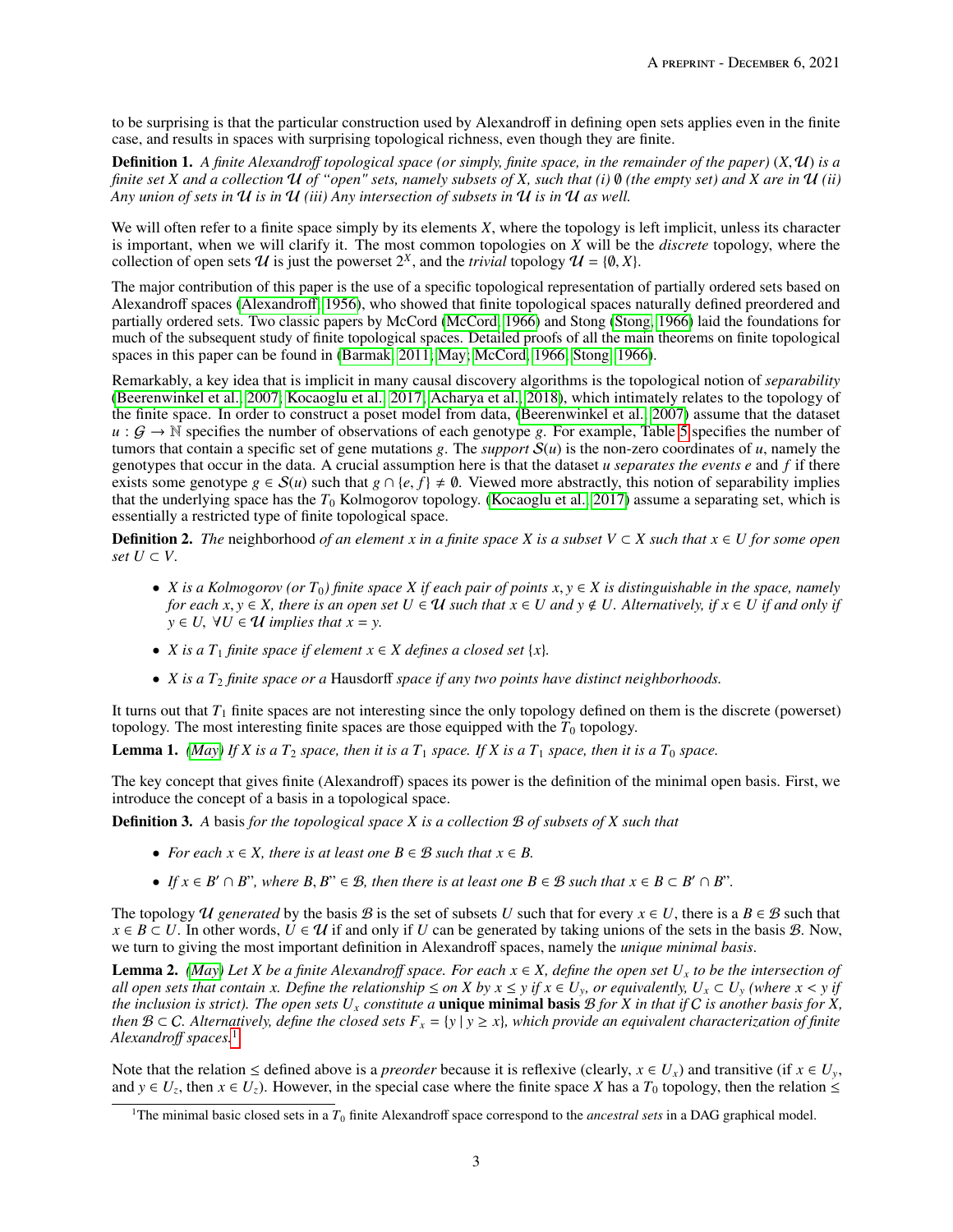to be surprising is that the particular construction used by Alexandroff in defining open sets applies even in the finite case, and results in spaces with surprising topological richness, even though they are finite.

**Definition 1.** *A finite Alexandroff topological space (or simply, finite space, in the remainder of the paper) $(X, \mathcal{U})$ is a finite set $X$ and a collection $\mathcal{U}$ of "open" sets, namely subsets of $X$, such that (i) $\emptyset$ (the empty set) and $X$ are in $\mathcal{U}$ (ii) Any union of sets in $\mathcal{U}$ is in $\mathcal{U}$ (iii) Any intersection of subsets in $\mathcal{U}$ is in $\mathcal{U}$ as well.*

We will often refer to a finite space simply by its elements $X$, where the topology is left implicit, unless its character is important, when we will clarify it. The most common topologies on $X$ will be the *discrete* topology, where the collection of open sets $\mathcal{U}$ is just the powerset $2^X$, and the *trivial* topology $\mathcal{U} = \{\emptyset, X\}$.

The major contribution of this paper is the use of a specific topological representation of partially ordered sets based on Alexandroff spaces (Alexandroff, 1956), who showed that finite topological spaces naturally defined preordered and partially ordered sets. Two classic papers by McCord (McCord, 1966) and Stong (Stong, 1966) laid the foundations for much of the subsequent study of finite topological spaces. Detailed proofs of all the main theorems on finite topological spaces in this paper can be found in (Barmak, 2011; May; McCord, 1966; Stong, 1966).

Remarkably, a key idea that is implicit in many causal discovery algorithms is the topological notion of *separability* (Beerenwinkel et al., 2007; Kocaoglu et al., 2017; Acharya et al., 2018), which intimately relates to the topology of the finite space. In order to construct a poset model from data, (Beerenwinkel et al., 2007) assume that the dataset $u : \mathcal{G} \rightarrow \mathbb{N}$ specifies the number of observations of each genotype $g$. For example, Table 5 specifies the number of tumors that contain a specific set of gene mutations $g$. The *support* $\mathcal{S}(u)$ is the non-zero coordinates of $u$, namely the genotypes that occur in the data. A crucial assumption here is that the dataset $u$ *separates the events* $e$ and $f$ if there exists some genotype $g \in \mathcal{S}(u)$ such that $g \cap \{e, f\} \neq \emptyset$. Viewed more abstractly, this notion of separability implies that the underlying space has the $T_0$ Kolmogorov topology. (Kocaoglu et al., 2017) assume a separating set, which is essentially a restricted type of finite topological space.

**Definition 2.** *The* neighborhood *of an element $x$ in a finite space $X$ is a subset $V \subset X$ such that $x \in U$ for some open set $U \subset V$.*

- *$X$ is a Kolmogorov (or $T_0$) finite space $X$ if each pair of points $x, y \in X$ is distinguishable in the space, namely for each $x, y \in X$, there is an open set $U \in \mathcal{U}$ such that $x \in U$ and $y \notin U$. Alternatively, if $x \in U$ if and only if $y \in U$, $\forall U \in \mathcal{U}$ implies that $x = y$.*
- *$X$ is a $T_1$ finite space if element $x \in X$ defines a closed set $\{x\}$.*
- *$X$ is a $T_2$ finite space or a* Hausdorff *space if any two points have distinct neighborhoods.*

It turns out that $T_1$ finite spaces are not interesting since the only topology defined on them is the discrete (powerset) topology. The most interesting finite spaces are those equipped with the $T_0$ topology.

**Lemma 1.** *(May) If $X$ is a $T_2$ space, then it is a $T_1$ space. If $X$ is a $T_1$ space, then it is a $T_0$ space.*

The key concept that gives finite (Alexandroff) spaces its power is the definition of the minimal open basis. First, we introduce the concept of a basis in a topological space.

**Definition 3.** *A* basis *for the topological space $X$ is a collection $\mathcal{B}$ of subsets of $X$ such that*

- *For each $x \in X$, there is at least one $B \in \mathcal{B}$ such that $x \in B$.*
- *If $x \in B' \cap B"$, where $B, B" \in \mathcal{B}$, then there is at least one $B \in \mathcal{B}$ such that $x \in B \subset B' \cap B"$.*

The topology $\mathcal{U}$ *generated* by the basis $\mathcal{B}$ is the set of subsets $U$ such that for every $x \in U$, there is a $B \in \mathcal{B}$ such that $x \in B \subset U$. In other words, $U \in \mathcal{U}$ if and only if $U$ can be generated by taking unions of the sets in the basis $\mathcal{B}$. Now, we turn to giving the most important definition in Alexandroff spaces, namely the *unique minimal basis*.

**Lemma 2.** *(May) Let $X$ be a finite Alexandroff space. For each $x \in X$, define the open set $U_x$ to be the intersection of all open sets that contain $x$. Define the relationship $\leq$ on $X$ by $x \leq y$ if $x \in U_y$, or equivalently, $U_x \subset U_y$ (where $x < y$ if the inclusion is strict). The open sets $U_x$ constitute a* **unique minimal basis** *$\mathcal{B}$ for $X$ in that if $C$ is another basis for $X$, then $\mathcal{B} \subset C$. Alternatively, define the closed sets $F_x = \{y \mid y \geq x\}$, which provide an equivalent characterization of finite Alexandroff spaces.*[1]

Note that the relation $\leq$ defined above is a *preorder* because it is reflexive (clearly, $x \in U_x$) and transitive (if $x \in U_y$, and $y \in U_z$, then $x \in U_z$). However, in the special case where the finite space $X$ has a $T_0$ topology, then the relation $\leq$

[1] The minimal basic closed sets in a $T_0$ finite Alexandroff space correspond to the *ancestral sets* in a DAG graphical model.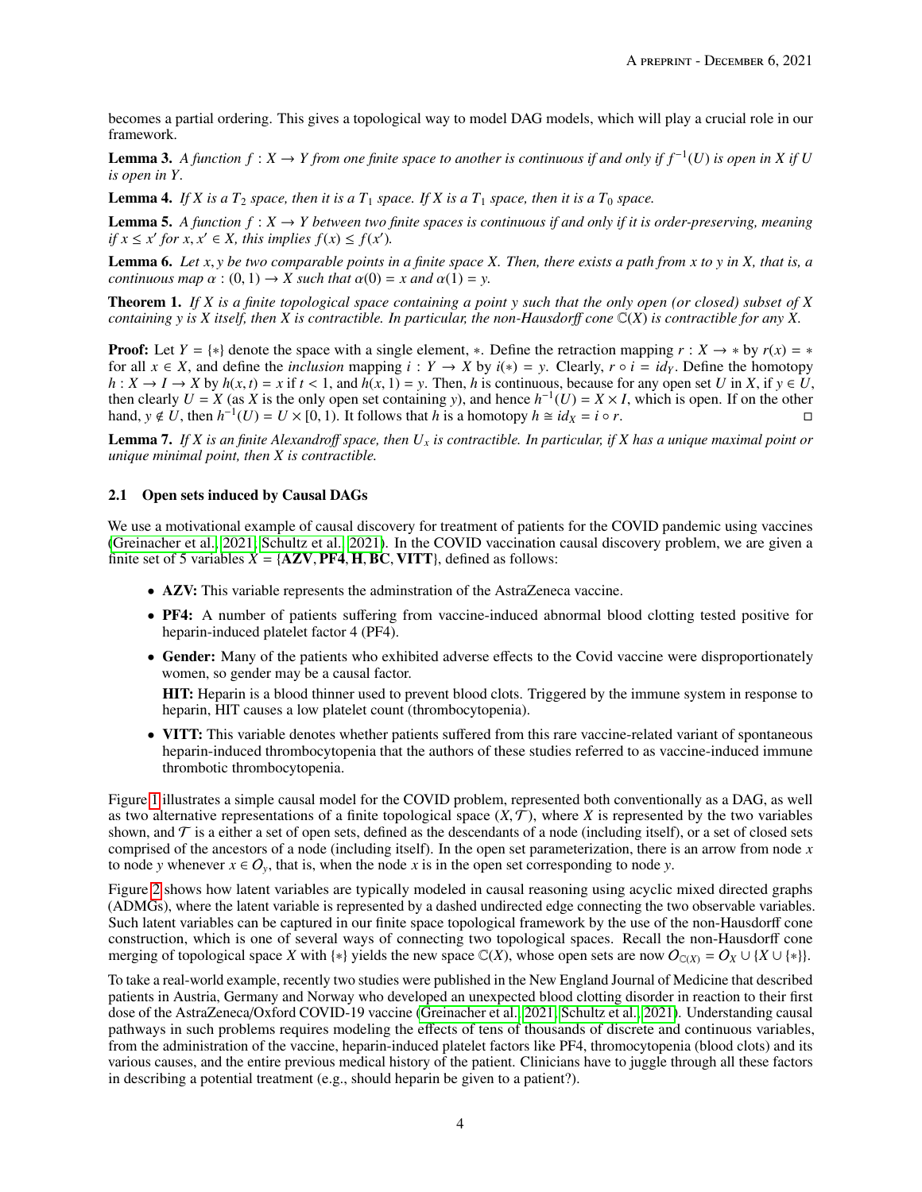becomes a partial ordering. This gives a topological way to model DAG models, which will play a crucial role in our framework.

**Lemma 3.** *A function $f : X \to Y$ from one finite space to another is continuous if and only if $f^{-1}(U)$ is open in $X$ if $U$ is open in $Y$.*

**Lemma 4.** *If $X$ is a $T_2$ space, then it is a $T_1$ space. If $X$ is a $T_1$ space, then it is a $T_0$ space.*

**Lemma 5.** *A function $f : X \to Y$ between two finite spaces is continuous if and only if it is order-preserving, meaning if $x \leq x'$ for $x, x' \in X$, this implies $f(x) \leq f(x')$.*

**Lemma 6.** *Let $x, y$ be two comparable points in a finite space $X$. Then, there exists a path from $x$ to $y$ in $X$, that is, a continuous map $\alpha : (0, 1) \to X$ such that $\alpha(0) = x$ and $\alpha(1) = y$.*

**Theorem 1.** *If $X$ is a finite topological space containing a point $y$ such that the only open (or closed) subset of $X$ containing $y$ is $X$ itself, then $X$ is contractible. In particular, the non-Hausdorff cone $\mathbb{C}(X)$ is contractible for any $X$.*

**Proof:** Let $Y = \{*\}$ denote the space with a single element, $*$. Define the retraction mapping $r : X \to *$ by $r(x) = *$ for all $x \in X$, and define the *inclusion* mapping $i : Y \to X$ by $i(*) = y$. Clearly, $r \circ i = id_Y$. Define the homotopy $h : X \to I \to X$ by $h(x, t) = x$ if $t < 1$, and $h(x, 1) = y$. Then, $h$ is continuous, because for any open set $U$ in $X$, if $y \in U$, then clearly $U = X$ (as $X$ is the only open set containing $y$), and hence $h^{-1}(U) = X \times I$, which is open. If on the other hand, $y \notin U$, then $h^{-1}(U) = U \times [0, 1)$. It follows that $h$ is a homotopy $h \cong id_X = i \circ r$. □

**Lemma 7.** *If $X$ is an finite Alexandroff space, then $U_x$ is contractible. In particular, if $X$ has a unique maximal point or unique minimal point, then $X$ is contractible.*

## 2.1 Open sets induced by Causal DAGs

We use a motivational example of causal discovery for treatment of patients for the COVID pandemic using vaccines (Greinacher et al., 2021; Schultz et al., 2021). In the COVID vaccination causal discovery problem, we are given a finite set of 5 variables $X = \{\textbf{AZV}, \textbf{PF4}, \textbf{H}, \textbf{BC}, \textbf{VITT}\}$, defined as follows:

- **AZV:** This variable represents the adminstration of the AstraZeneca vaccine.
- **PF4:** A number of patients suffering from vaccine-induced abnormal blood clotting tested positive for heparin-induced platelet factor 4 (PF4).
- **Gender:** Many of the patients who exhibited adverse effects to the Covid vaccine were disproportionately women, so gender may be a causal factor.

  **HIT:** Heparin is a blood thinner used to prevent blood clots. Triggered by the immune system in response to heparin, HIT causes a low platelet count (thrombocytopenia).
- **VITT:** This variable denotes whether patients suffered from this rare vaccine-related variant of spontaneous heparin-induced thrombocytopenia that the authors of these studies referred to as vaccine-induced immune thrombotic thrombocytopenia.

Figure 1 illustrates a simple causal model for the COVID problem, represented both conventionally as a DAG, as well as two alternative representations of a finite topological space $(X, \mathcal{T})$, where $X$ is represented by the two variables shown, and $\mathcal{T}$ is a either a set of open sets, defined as the descendants of a node (including itself), or a set of closed sets comprised of the ancestors of a node (including itself). In the open set parameterization, there is an arrow from node $x$ to node $y$ whenever $x \in O_y$, that is, when the node $x$ is in the open set corresponding to node $y$.

Figure 2 shows how latent variables are typically modeled in causal reasoning using acyclic mixed directed graphs (ADMGs), where the latent variable is represented by a dashed undirected edge connecting the two observable variables. Such latent variables can be captured in our finite space topological framework by the use of the non-Hausdorff cone construction, which is one of several ways of connecting two topological spaces. Recall the non-Hausdorff cone merging of topological space $X$ with $\{*\}$ yields the new space $\mathbb{C}(X)$, whose open sets are now $O_{\mathbb{C}(X)} = O_X \cup \{X \cup \{*\}\}$.

To take a real-world example, recently two studies were published in the New England Journal of Medicine that described patients in Austria, Germany and Norway who developed an unexpected blood clotting disorder in reaction to their first dose of the AstraZeneca/Oxford COVID-19 vaccine (Greinacher et al., 2021; Schultz et al., 2021). Understanding causal pathways in such problems requires modeling the effects of tens of thousands of discrete and continuous variables, from the administration of the vaccine, heparin-induced platelet factors like PF4, thromocytopenia (blood clots) and its various causes, and the entire previous medical history of the patient. Clinicians have to juggle through all these factors in describing a potential treatment (e.g., should heparin be given to a patient?).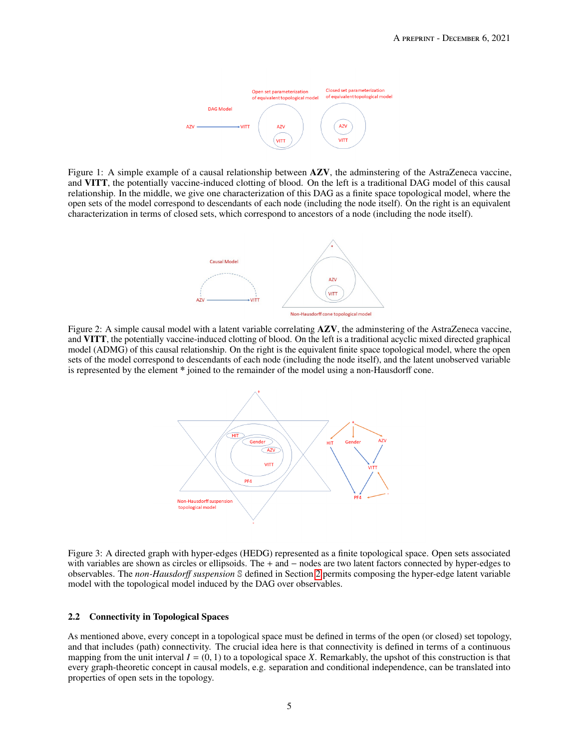Figure 1: A simple example of a causal relationship between **AZV**, the adminstering of the AstraZeneca vaccine, and **VITT**, the potentially vaccine-induced clotting of blood. On the left is a traditional DAG model of this causal relationship. In the middle, we give one characterization of this DAG as a finite space topological model, where the open sets of the model correspond to descendants of each node (including the node itself). On the right is an equivalent characterization in terms of closed sets, which correspond to ancestors of a node (including the node itself).

Figure 2: A simple causal model with a latent variable correlating **AZV**, the adminstering of the AstraZeneca vaccine, and **VITT**, the potentially vaccine-induced clotting of blood. On the left is a traditional acyclic mixed directed graphical model (ADMG) of this causal relationship. On the right is the equivalent finite space topological model, where the open sets of the model correspond to descendants of each node (including the node itself), and the latent unobserved variable is represented by the element * joined to the remainder of the model using a non-Hausdorff cone.

Figure 3: A directed graph with hyper-edges (HEDG) represented as a finite topological space. Open sets associated with variables are shown as circles or ellipsoids. The + and − nodes are two latent factors connected by hyper-edges to observables. The *non-Hausdorff suspension* $\mathbb{S}$ defined in Section 2 permits composing the hyper-edge latent variable model with the topological model induced by the DAG over observables.

### 2.2 Connectivity in Topological Spaces

As mentioned above, every concept in a topological space must be defined in terms of the open (or closed) set topology, and that includes (path) connectivity. The crucial idea here is that connectivity is defined in terms of a continuous mapping from the unit interval $I = (0, 1)$ to a topological space $X$. Remarkably, the upshot of this construction is that every graph-theoretic concept in causal models, e.g. separation and conditional independence, can be translated into properties of open sets in the topology.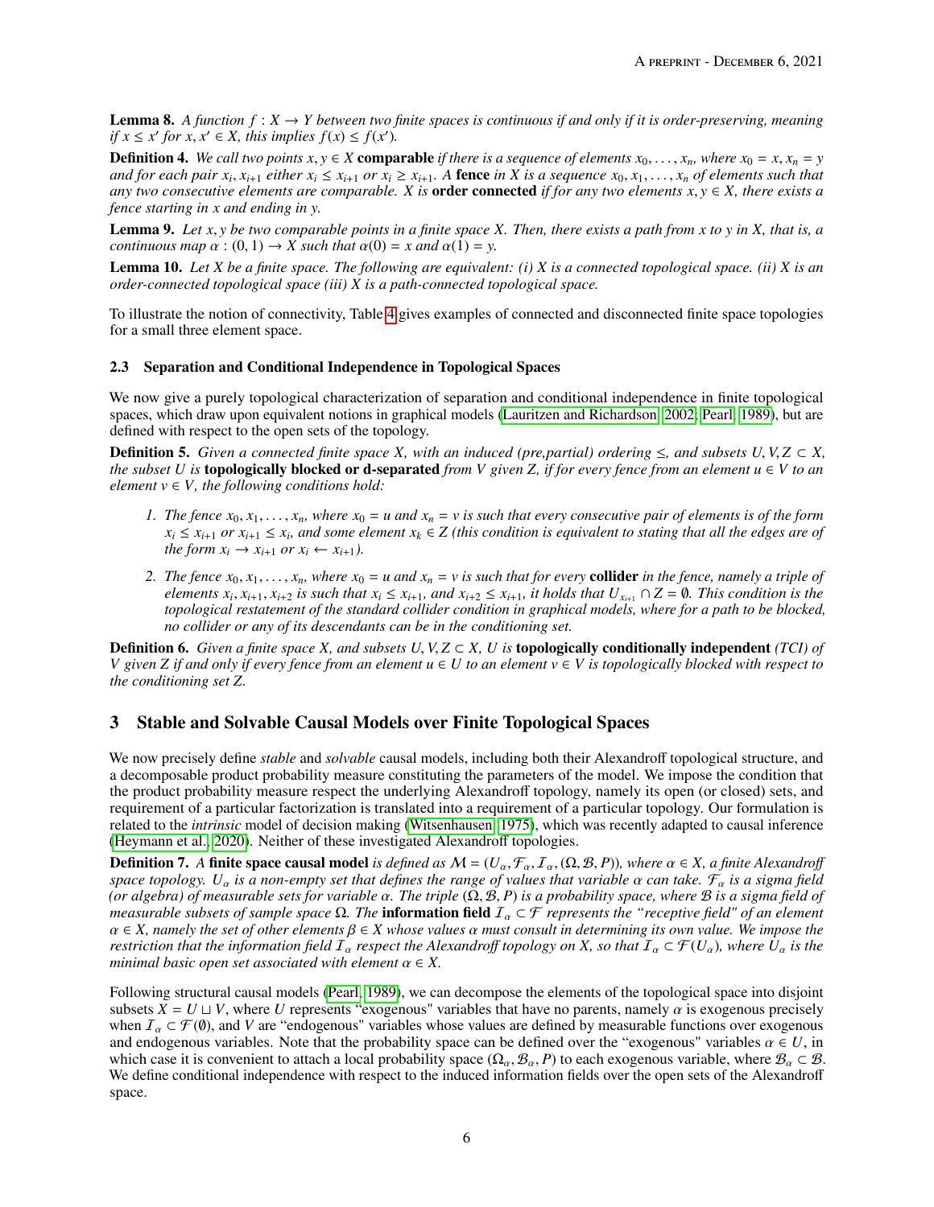**Lemma 8.** *A function $f : X \to Y$ between two finite spaces is continuous if and only if it is order-preserving, meaning if $x \leq x'$ for $x, x' \in X$, this implies $f(x) \leq f(x')$.*

**Definition 4.** *We call two points $x, y \in X$* **comparable** *if there is a sequence of elements $x_0, \ldots, x_n$, where $x_0 = x, x_n = y$ and for each pair $x_i, x_{i+1}$ either $x_i \leq x_{i+1}$ or $x_i \geq x_{i+1}$. A* **fence** *in X is a sequence $x_0, x_1, \ldots, x_n$ of elements such that any two consecutive elements are comparable. X is* **order connected** *if for any two elements $x, y \in X$, there exists a fence starting in x and ending in y.*

**Lemma 9.** *Let $x, y$ be two comparable points in a finite space X. Then, there exists a path from x to y in X, that is, a continuous map $\alpha : (0, 1) \to X$ such that $\alpha(0) = x$ and $\alpha(1) = y$.*

**Lemma 10.** *Let X be a finite space. The following are equivalent: (i) X is a connected topological space. (ii) X is an order-connected topological space (iii) X is a path-connected topological space.*

To illustrate the notion of connectivity, Table 4 gives examples of connected and disconnected finite space topologies for a small three element space.

### 2.3 Separation and Conditional Independence in Topological Spaces

We now give a purely topological characterization of separation and conditional independence in finite topological spaces, which draw upon equivalent notions in graphical models (Lauritzen and Richardson, 2002; Pearl, 1989), but are defined with respect to the open sets of the topology.

**Definition 5.** *Given a connected finite space X, with an induced (pre,partial) ordering $\leq$, and subsets $U, V, Z \subset X$, the subset U is* **topologically blocked or d-separated** *from V given Z, if for every fence from an element $u \in V$ to an element $v \in V$, the following conditions hold:*

1. *The fence $x_0, x_1, \ldots, x_n$, where $x_0 = u$ and $x_n = v$ is such that every consecutive pair of elements is of the form $x_i \leq x_{i+1}$ or $x_{i+1} \leq x_i$, and some element $x_k \in Z$ (this condition is equivalent to stating that all the edges are of the form $x_i \to x_{i+1}$ or $x_i \leftarrow x_{i+1}$).*
2. *The fence $x_0, x_1, \ldots, x_n$, where $x_0 = u$ and $x_n = v$ is such that for every* **collider** *in the fence, namely a triple of elements $x_i, x_{i+1}, x_{i+2}$ is such that $x_i \leq x_{i+1}$, and $x_{i+2} \leq x_{i+1}$, it holds that $U_{x_{i+1}} \cap Z = \emptyset$. This condition is the topological restatement of the standard collider condition in graphical models, where for a path to be blocked, no collider or any of its descendants can be in the conditioning set.*

**Definition 6.** *Given a finite space X, and subsets $U, V, Z \subset X$, U is* **topologically conditionally independent** *(TCI) of V given Z if and only if every fence from an element $u \in U$ to an element $v \in V$ is topologically blocked with respect to the conditioning set Z.*

## 3 Stable and Solvable Causal Models over Finite Topological Spaces

We now precisely define *stable* and *solvable* causal models, including both their Alexandroff topological structure, and a decomposable product probability measure constituting the parameters of the model. We impose the condition that the product probability measure respect the underlying Alexandroff topology, namely its open (or closed) sets, and requirement of a particular factorization is translated into a requirement of a particular topology. Our formulation is related to the *intrinsic* model of decision making (Witsenhausen, 1975), which was recently adapted to causal inference (Heymann et al., 2020). Neither of these investigated Alexandroff topologies.

**Definition 7.** *A* **finite space causal model** *is defined as $\mathcal{M} = (U_\alpha, \mathcal{F}_\alpha, \mathcal{I}_\alpha, (\Omega, \mathcal{B}, P))$, where $\alpha \in X$, a finite Alexandroff space topology. $U_\alpha$ is a non-empty set that defines the range of values that variable $\alpha$ can take. $\mathcal{F}_\alpha$ is a sigma field (or algebra) of measurable sets for variable $\alpha$. The triple $(\Omega, \mathcal{B}, P)$ is a probability space, where $\mathcal{B}$ is a sigma field of measurable subsets of sample space $\Omega$. The* **information field** *$\mathcal{I}_\alpha \subset \mathcal{F}$ represents the "receptive field" of an element $\alpha \in X$, namely the set of other elements $\beta \in X$ whose values $\alpha$ must consult in determining its own value. We impose the restriction that the information field $\mathcal{I}_\alpha$ respect the Alexandroff topology on X, so that $\mathcal{I}_\alpha \subset \mathcal{F}(U_\alpha)$, where $U_\alpha$ is the minimal basic open set associated with element $\alpha \in X$.*

Following structural causal models (Pearl, 1989), we can decompose the elements of the topological space into disjoint subsets $X = U \sqcup V$, where $U$ represents "exogenous" variables that have no parents, namely $\alpha$ is exogenous precisely when $\mathcal{I}_\alpha \subset \mathcal{F}(\emptyset)$, and $V$ are "endogenous" variables whose values are defined by measurable functions over exogenous and endogenous variables. Note that the probability space can be defined over the "exogenous" variables $\alpha \in U$, in which case it is convenient to attach a local probability space $(\Omega_\alpha, \mathcal{B}_\alpha, P)$ to each exogenous variable, where $\mathcal{B}_\alpha \subset \mathcal{B}$. We define conditional independence with respect to the induced information fields over the open sets of the Alexandroff space.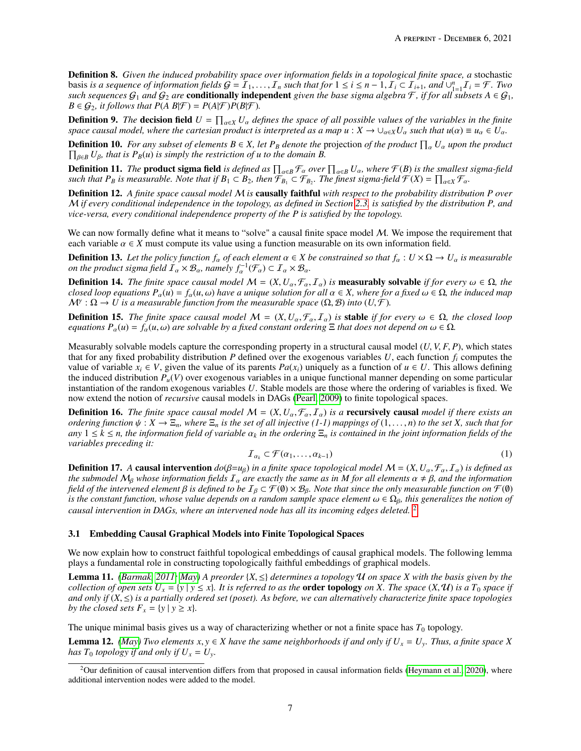**Definition 8.** *Given the induced probability space over information fields in a topological finite space, a* stochastic basis *is a sequence of information fields $\mathcal{G} = \mathcal{I}_1, \ldots, \mathcal{I}_n$ such that for $1 \leq i \leq n-1$, $\mathcal{I}_i \subset \mathcal{I}_{i+1}$, and $\cup_{1=1}^{n} \mathcal{I}_i = \mathcal{F}$. Two such sequences $\mathcal{G}_1$ and $\mathcal{G}_2$ are* **conditionally independent** *given the base sigma algebra $\mathcal{F}$, if for all subsets $A \in \mathcal{G}_1$, $B \in \mathcal{G}_2$, it follows that $P(A\ B|\mathcal{F}) = P(A|\mathcal{F})P(B|\mathcal{F})$.*

**Definition 9.** *The* **decision field** *$U = \prod_{\alpha \in X} U_\alpha$ defines the space of all possible values of the variables in the finite space causal model, where the cartesian product is interpreted as a map $u : X \to \cup_{\alpha \in X} U_\alpha$ such that $u(\alpha) \equiv u_\alpha \in U_\alpha$.*

**Definition 10.** *For any subset of elements $B \in X$, let $P_B$ denote the* projection *of the product $\prod_\alpha U_\alpha$ upon the product $\prod_{\beta \in B} U_\beta$, that is $P_B(u)$ is simply the restriction of $u$ to the domain $B$.*

**Definition 11.** *The* **product sigma field** *is defined as $\prod_{\alpha \in B} \mathcal{F}_\alpha$ over $\prod_{\alpha \in B} U_\alpha$, where $\mathcal{F}(B)$ is the smallest sigma-field such that $P_B$ is measurable. Note that if $B_1 \subset B_2$, then $\mathcal{F}_{B_1} \subset \mathcal{F}_{B_2}$. The finest sigma-field $\mathcal{F}(X) = \prod_{\alpha \in X} \mathcal{F}_\alpha$.*

**Definition 12.** *A finite space causal model $\mathcal{M}$ is* **causally faithful** *with respect to the probability distribution $P$ over $\mathcal{M}$ if every conditional independence in the topology, as defined in Section 2.3, is satisfied by the distribution $P$, and vice-versa, every conditional independence property of the $P$ is satisfied by the topology.*

We can now formally define what it means to "solve" a causal finite space model $\mathcal{M}$. We impose the requirement that each variable $\alpha \in X$ must compute its value using a function measurable on its own information field.

**Definition 13.** *Let the policy function $f_\alpha$ of each element $\alpha \in X$ be constrained so that $f_\alpha : U \times \Omega \to U_\alpha$ is measurable on the product sigma field $\mathcal{I}_\alpha \times \mathcal{B}_\alpha$, namely $f_\alpha^{-1}(\mathcal{F}_\alpha) \subset \mathcal{I}_\alpha \times \mathcal{B}_\alpha$.*

**Definition 14.** *The finite space causal model $\mathcal{M} = (X, U_\alpha, \mathcal{F}_\alpha, \mathcal{I}_\alpha)$ is* **measurably solvable** *if for every $\omega \in \Omega$, the closed loop equations $P_\alpha(u) = f_\alpha(u, \omega)$ have a unique solution for all $\alpha \in X$, where for a fixed $\omega \in \Omega$, the induced map $\mathcal{M}^\gamma : \Omega \to U$ is a measurable function from the measurable space $(\Omega, \mathcal{B})$ into $(U, \mathcal{F})$.*

**Definition 15.** *The finite space causal model $\mathcal{M} = (X, U_\alpha, \mathcal{F}_\alpha, \mathcal{I}_\alpha)$ is* **stable** *if for every $\omega \in \Omega$, the closed loop equations $P_\alpha(u) = f_\alpha(u, \omega)$ are solvable by a fixed constant ordering $\Xi$ that does not depend on $\omega \in \Omega$.*

Measurably solvable models capture the corresponding property in a structural causal model $(U, V, F, P)$, which states that for any fixed probability distribution $P$ defined over the exogenous variables $U$, each function $f_i$ computes the value of variable $x_i \in V$, given the value of its parents $Pa(x_i)$ uniquely as a function of $u \in U$. This allows defining the induced distribution $P_u(V)$ over exogenous variables in a unique functional manner depending on some particular instantiation of the random exogenous variables $U$. Stable models are those where the ordering of variables is fixed. We now extend the notion of *recursive* causal models in DAGs (Pearl, 2009) to finite topological spaces.

**Definition 16.** *The finite space causal model $\mathcal{M} = (X, U_\alpha, \mathcal{F}_\alpha, \mathcal{I}_\alpha)$ is a* **recursively causal** *model if there exists an ordering function $\psi : X \to \Xi_n$, where $\Xi_n$ is the set of all injective (1-1) mappings of $(1, \ldots, n)$ to the set $X$, such that for any $1 \leq k \leq n$, the information field of variable $\alpha_k$ in the ordering $\Xi_n$ is contained in the joint information fields of the variables preceding it:*

$$\mathcal{I}_{\alpha_k} \subset \mathcal{F}(\alpha_1, \ldots, \alpha_{k-1}) \tag{1}$$

**Definition 17.** *A* **causal intervention** *$do(\beta{=}u_\beta)$ in a finite space topological model $\mathcal{M} = (X, U_\alpha, \mathcal{F}_\alpha, \mathcal{I}_\alpha)$ is defined as the submodel $\mathcal{M}_\beta$ whose information fields $\mathcal{I}_\alpha$ are exactly the same as in $M$ for all elements $\alpha \neq \beta$, and the information field of the intervened element $\beta$ is defined to be $\mathcal{I}_\beta \subset \mathcal{F}(\emptyset) \times \mathcal{B}_\beta$. Note that since the only measurable function on $\mathcal{F}(\emptyset)$ is the constant function, whose value depends on a random sample space element $\omega \in \Omega_\beta$, this generalizes the notion of causal intervention in DAGs, where an intervened node has all its incoming edges deleted.* [2]

### 3.1 Embedding Causal Graphical Models into Finite Topological Spaces

We now explain how to construct faithful topological embeddings of causal graphical models. The following lemma plays a fundamental role in constructing topologically faithful embeddings of graphical models.

**Lemma 11.** *(Barmak, 2011; May) A preorder $\{X, \leq\}$ determines a topology $\mathcal{U}$ on space $X$ with the basis given by the collection of open sets $U_x = \{y \mid y \leq x\}$. It is referred to as the* **order topology** *on $X$. The space $(X, \mathcal{U})$ is a $T_0$ space if and only if $(X, \leq)$ is a partially ordered set (poset). As before, we can alternatively characterize finite space topologies by the closed sets $F_x = \{y \mid y \geq x\}$.*

The unique minimal basis gives us a way of characterizing whether or not a finite space has $T_0$ topology.

**Lemma 12.** *(May) Two elements $x, y \in X$ have the same neighborhoods if and only if $U_x = U_y$. Thus, a finite space $X$ has $T_0$ topology if and only if $U_x = U_y$.*

[2] Our definition of causal intervention differs from that proposed in causal information fields (Heymann et al., 2020), where additional intervention nodes were added to the model.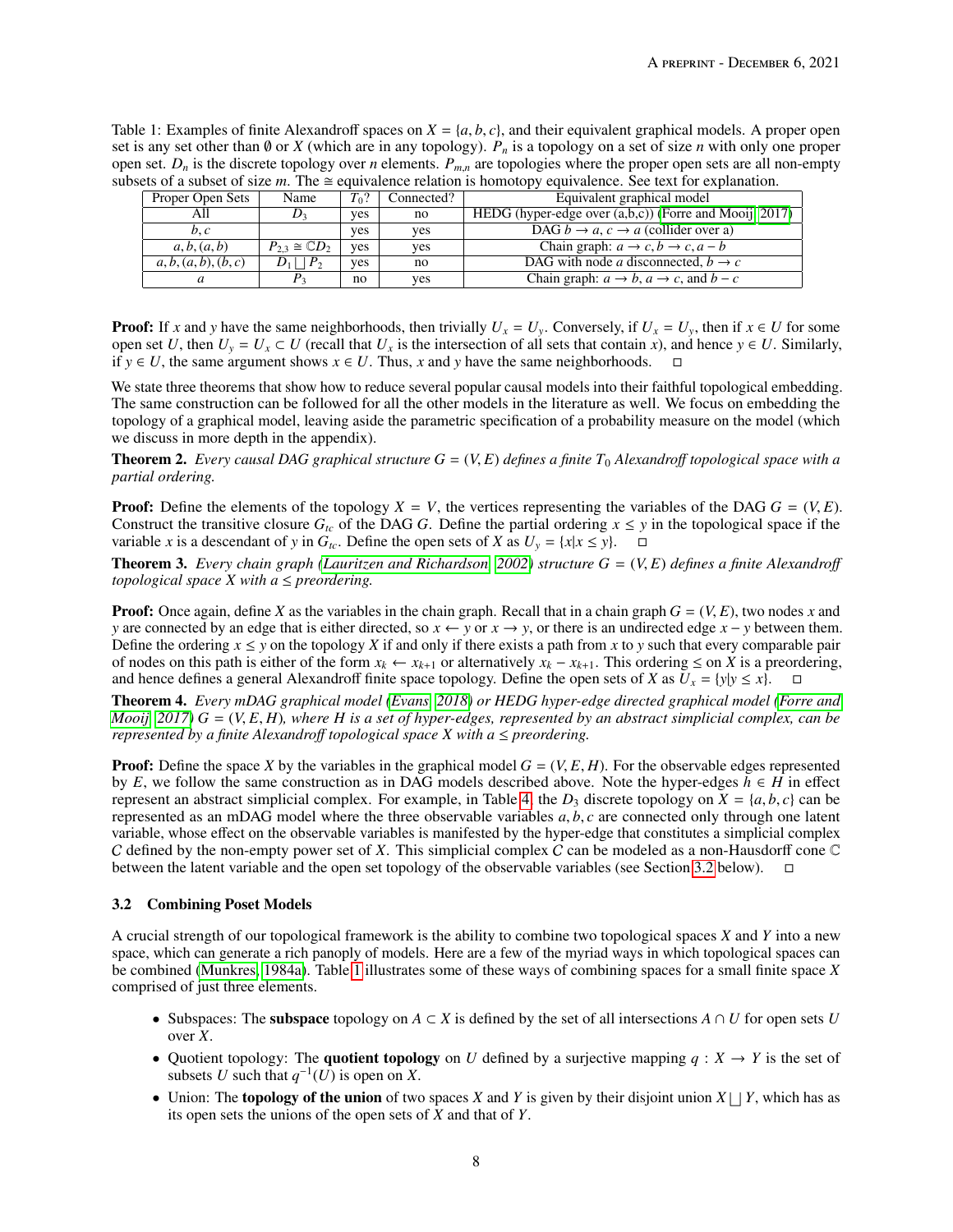Table 1: Examples of finite Alexandroff spaces on $X = \{a, b, c\}$, and their equivalent graphical models. A proper open set is any set other than $\emptyset$ or $X$ (which are in any topology). $P_n$ is a topology on a set of size $n$ with only one proper open set. $D_n$ is the discrete topology over $n$ elements. $P_{m,n}$ are topologies where the proper open sets are all non-empty subsets of a subset of size $m$. The $\cong$ equivalence relation is homotopy equivalence. See text for explanation.

| Proper Open Sets | Name | $T_0$? | Connected? | Equivalent graphical model |
|---|---|---|---|---|
| All | $D_3$ | yes | no | HEDG (hyper-edge over (a,b,c)) (Forre and Mooij, 2017) |
| $b, c$ | | yes | yes | DAG $b \rightarrow a$, $c \rightarrow a$ (collider over a) |
| $a, b, (a, b)$ | $P_{2,3} \cong \mathbb{C}D_2$ | yes | yes | Chain graph: $a \rightarrow c, b \rightarrow c, a - b$ |
| $a, b, (a, b), (b, c)$ | $D_1 \bigsqcup P_2$ | yes | no | DAG with node $a$ disconnected, $b \rightarrow c$ |
| $a$ | $P_3$ | no | yes | Chain graph: $a \rightarrow b$, $a \rightarrow c$, and $b - c$ |

**Proof:** If $x$ and $y$ have the same neighborhoods, then trivially $U_x = U_y$. Conversely, if $U_x = U_y$, then if $x \in U$ for some open set $U$, then $U_y = U_x \subset U$ (recall that $U_x$ is the intersection of all sets that contain $x$), and hence $y \in U$. Similarly, if $y \in U$, the same argument shows $x \in U$. Thus, $x$ and $y$ have the same neighborhoods. □

We state three theorems that show how to reduce several popular causal models into their faithful topological embedding. The same construction can be followed for all the other models in the literature as well. We focus on embedding the topology of a graphical model, leaving aside the parametric specification of a probability measure on the model (which we discuss in more depth in the appendix).

**Theorem 2.** *Every causal DAG graphical structure $G = (V, E)$ defines a finite $T_0$ Alexandroff topological space with a partial ordering.*

**Proof:** Define the elements of the topology $X = V$, the vertices representing the variables of the DAG $G = (V, E)$. Construct the transitive closure $G_{tc}$ of the DAG $G$. Define the partial ordering $x \leq y$ in the topological space if the variable $x$ is a descendant of $y$ in $G_{tc}$. Define the open sets of $X$ as $U_y = \{x | x \leq y\}$. □

**Theorem 3.** *Every chain graph (Lauritzen and Richardson, 2002) structure $G = (V, E)$ defines a finite Alexandroff topological space $X$ with a $\leq$ preordering.*

**Proof:** Once again, define $X$ as the variables in the chain graph. Recall that in a chain graph $G = (V, E)$, two nodes $x$ and $y$ are connected by an edge that is either directed, so $x \leftarrow y$ or $x \rightarrow y$, or there is an undirected edge $x - y$ between them. Define the ordering $x \leq y$ on the topology $X$ if and only if there exists a path from $x$ to $y$ such that every comparable pair of nodes on this path is either of the form $x_k \leftarrow x_{k+1}$ or alternatively $x_k - x_{k+1}$. This ordering $\leq$ on $X$ is a preordering, and hence defines a general Alexandroff finite space topology. Define the open sets of $X$ as $U_x = \{y | y \leq x\}$. □

**Theorem 4.** *Every mDAG graphical model (Evans, 2018) or HEDG hyper-edge directed graphical model (Forre and Mooij, 2017) $G = (V, E, H)$, where $H$ is a set of hyper-edges, represented by an abstract simplicial complex, can be represented by a finite Alexandroff topological space $X$ with a $\leq$ preordering.*

**Proof:** Define the space $X$ by the variables in the graphical model $G = (V, E, H)$. For the observable edges represented by $E$, we follow the same construction as in DAG models described above. Note the hyper-edges $h \in H$ in effect represent an abstract simplicial complex. For example, in Table 4, the $D_3$ discrete topology on $X = \{a, b, c\}$ can be represented as an mDAG model where the three observable variables $a, b, c$ are connected only through one latent variable, whose effect on the observable variables is manifested by the hyper-edge that constitutes a simplicial complex $C$ defined by the non-empty power set of $X$. This simplicial complex $C$ can be modeled as a non-Hausdorff cone $\mathbb{C}$ between the latent variable and the open set topology of the observable variables (see Section 3.2 below). □

### 3.2 Combining Poset Models

A crucial strength of our topological framework is the ability to combine two topological spaces $X$ and $Y$ into a new space, which can generate a rich panoply of models. Here are a few of the myriad ways in which topological spaces can be combined (Munkres, 1984a). Table 1 illustrates some of these ways of combining spaces for a small finite space $X$ comprised of just three elements.

- Subspaces: The **subspace** topology on $A \subset X$ is defined by the set of all intersections $A \cap U$ for open sets $U$ over $X$.
- Quotient topology: The **quotient topology** on $U$ defined by a surjective mapping $q : X \rightarrow Y$ is the set of subsets $U$ such that $q^{-1}(U)$ is open on $X$.
- Union: The **topology of the union** of two spaces $X$ and $Y$ is given by their disjoint union $X \bigsqcup Y$, which has as its open sets the unions of the open sets of $X$ and that of $Y$.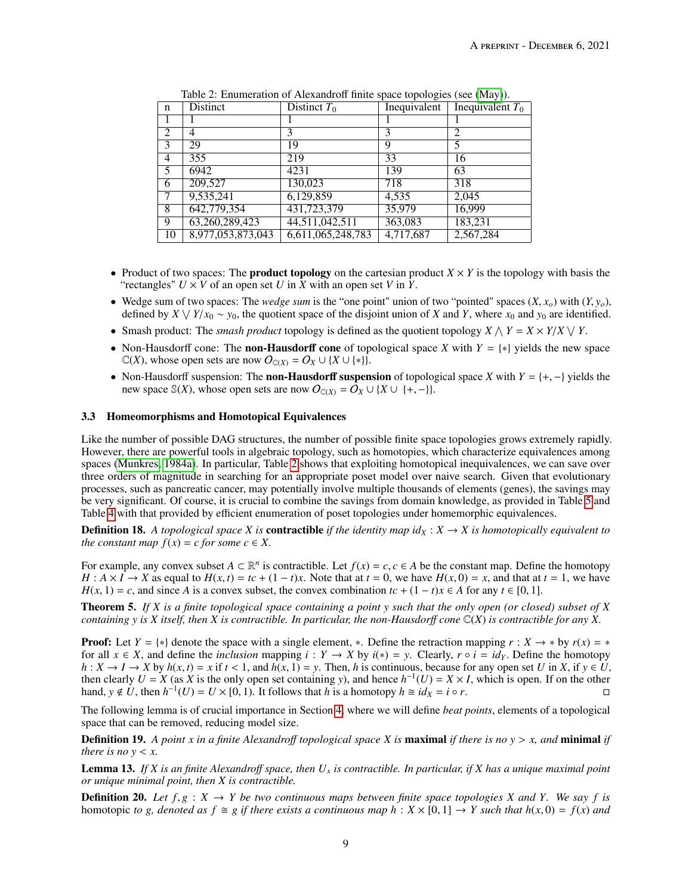Table 2: Enumeration of Alexandroff finite space topologies (see (May)).

| n | Distinct | Distinct $T_0$ | Inequivalent | Inequivalent $T_0$ |
|---|---|---|---|---|
| 1 | 1 | 1 | 1 | 1 |
| 2 | 4 | 3 | 3 | 2 |
| 3 | 29 | 19 | 9 | 5 |
| 4 | 355 | 219 | 33 | 16 |
| 5 | 6942 | 4231 | 139 | 63 |
| 6 | 209,527 | 130,023 | 718 | 318 |
| 7 | 9,535,241 | 6,129,859 | 4,535 | 2,045 |
| 8 | 642,779,354 | 431,723,379 | 35,979 | 16,999 |
| 9 | 63,260,289,423 | 44,511,042,511 | 363,083 | 183,231 |
| 10 | 8,977,053,873,043 | 6,611,065,248,783 | 4,717,687 | 2,567,284 |

- Product of two spaces: The **product topology** on the cartesian product $X \times Y$ is the topology with basis the "rectangles" $U \times V$ of an open set $U$ in $X$ with an open set $V$ in $Y$.
- Wedge sum of two spaces: The *wedge sum* is the "one point" union of two "pointed" spaces $(X, x_o)$ with $(Y, y_o)$, defined by $X \bigvee Y / x_0 \sim y_0$, the quotient space of the disjoint union of $X$ and $Y$, where $x_0$ and $y_0$ are identified.
- Smash product: The *smash product* topology is defined as the quotient topology $X \bigwedge Y = X \times Y / X \bigvee Y$.
- Non-Hausdorff cone: The **non-Hausdorff cone** of topological space $X$ with $Y = \{*\}$ yields the new space $\mathbb{C}(X)$, whose open sets are now $O_{\mathbb{C}(X)} = O_X \cup \{X \cup \{*\}\}$.
- Non-Hausdorff suspension: The **non-Hausdorff suspension** of topological space $X$ with $Y = \{+, -\}$ yields the new space $\mathbb{S}(X)$, whose open sets are now $O_{\mathbb{C}(X)} = O_X \cup \{X \cup \{+, -\}\}$.

### 3.3 Homeomorphisms and Homotopical Equivalences

Like the number of possible DAG structures, the number of possible finite space topologies grows extremely rapidly. However, there are powerful tools in algebraic topology, such as homotopies, which characterize equivalences among spaces (Munkres, 1984a). In particular, Table 2 shows that exploiting homotopical inequivalences, we can save over three orders of magnitude in searching for an appropriate poset model over naive search. Given that evolutionary processes, such as pancreatic cancer, may potentially involve multiple thousands of elements (genes), the savings may be very significant. Of course, it is crucial to combine the savings from domain knowledge, as provided in Table 5 and Table 4 with that provided by efficient enumeration of poset topologies under homemorphic equivalences.

**Definition 18.** *A topological space $X$ is* **contractible** *if the identity map $id_X : X \to X$ is homotopically equivalent to the constant map $f(x) = c$ for some $c \in X$.*

For example, any convex subset $A \subset \mathbb{R}^n$ is contractible. Let $f(x) = c, c \in A$ be the constant map. Define the homotopy $H : A \times I \to X$ as equal to $H(x, t) = tc + (1 - t)x$. Note that at $t = 0$, we have $H(x, 0) = x$, and that at $t = 1$, we have $H(x, 1) = c$, and since $A$ is a convex subset, the convex combination $tc + (1 - t)x \in A$ for any $t \in [0, 1]$.

**Theorem 5.** *If $X$ is a finite topological space containing a point $y$ such that the only open (or closed) subset of $X$ containing $y$ is $X$ itself, then $X$ is contractible. In particular, the non-Hausdorff cone $\mathbb{C}(X)$ is contractible for any $X$.*

**Proof:** Let $Y = \{*\}$ denote the space with a single element, $*$. Define the retraction mapping $r : X \to *$ by $r(x) = *$ for all $x \in X$, and define the *inclusion* mapping $i : Y \to X$ by $i(*) = y$. Clearly, $r \circ i = id_Y$. Define the homotopy $h : X \to I \to X$ by $h(x, t) = x$ if $t < 1$, and $h(x, 1) = y$. Then, $h$ is continuous, because for any open set $U$ in $X$, if $y \in U$, then clearly $U = X$ (as $X$ is the only open set containing $y$), and hence $h^{-1}(U) = X \times I$, which is open. If on the other hand, $y \notin U$, then $h^{-1}(U) = U \times [0, 1)$. It follows that $h$ is a homotopy $h \cong id_X = i \circ r$. □

The following lemma is of crucial importance in Section 4, where we will define *beat points*, elements of a topological space that can be removed, reducing model size.

**Definition 19.** *A point $x$ in a finite Alexandroff topological space $X$ is* **maximal** *if there is no $y > x$, and* **minimal** *if there is no $y < x$.*

**Lemma 13.** *If $X$ is an finite Alexandroff space, then $U_x$ is contractible. In particular, if $X$ has a unique maximal point or unique minimal point, then $X$ is contractible.*

**Definition 20.** *Let $f, g : X \to Y$ be two continuous maps between finite space topologies $X$ and $Y$. We say $f$ is* homotopic *to $g$, denoted as $f \cong g$ if there exists a continuous map $h : X \times [0, 1] \to Y$ such that $h(x, 0) = f(x)$ and*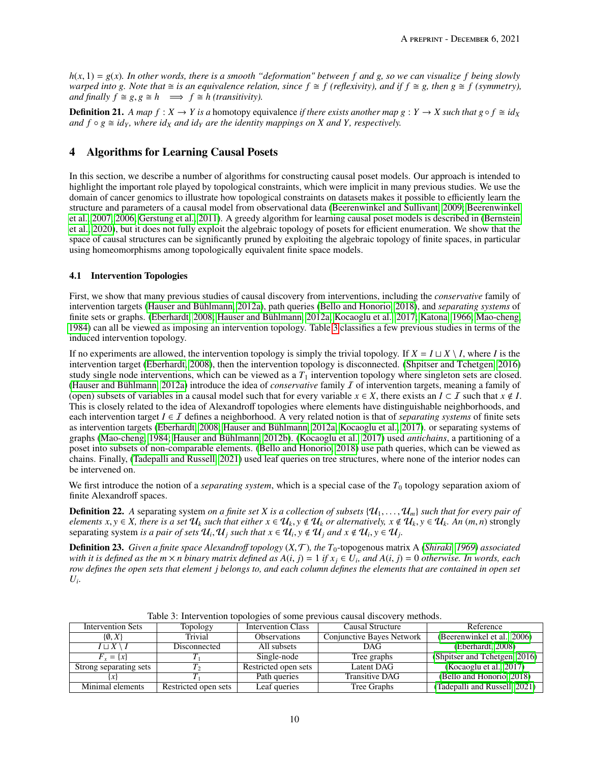$h(x, 1) = g(x)$. *In other words, there is a smooth "deformation" between $f$ and $g$, so we can visualize $f$ being slowly warped into $g$. Note that $\cong$ is an equivalence relation, since $f \cong f$ (reflexivity), and if $f \cong g$, then $g \cong f$ (symmetry), and finally $f \cong g, g \cong h \implies f \cong h$ (transitivity).*

**Definition 21.** *A map $f : X \to Y$ is a* homotopy equivalence *if there exists another map $g : Y \to X$ such that $g \circ f \cong id_X$ and $f \circ g \cong id_Y$, where $id_X$ and $id_Y$ are the identity mappings on $X$ and $Y$, respectively.*

## 4 Algorithms for Learning Causal Posets

In this section, we describe a number of algorithms for constructing causal poset models. Our approach is intended to highlight the important role played by topological constraints, which were implicit in many previous studies. We use the domain of cancer genomics to illustrate how topological constraints on datasets makes it possible to efficiently learn the structure and parameters of a causal model from observational data (Beerenwinkel and Sullivant, 2009; Beerenwinkel et al., 2007, 2006; Gerstung et al., 2011). A greedy algorithm for learning causal poset models is described in (Bernstein et al., 2020), but it does not fully exploit the algebraic topology of posets for efficient enumeration. We show that the space of causal structures can be significantly pruned by exploiting the algebraic topology of finite spaces, in particular using homeomorphisms among topologically equivalent finite space models.

### 4.1 Intervention Topologies

First, we show that many previous studies of causal discovery from interventions, including the *conservative* family of intervention targets (Hauser and Bühlmann, 2012a), path queries (Bello and Honorio, 2018), and *separating systems* of finite sets or graphs. (Eberhardt, 2008; Hauser and Bühlmann, 2012a; Kocaoglu et al., 2017; Katona, 1966; Mao-cheng, 1984) can all be viewed as imposing an intervention topology. Table 3 classifies a few previous studies in terms of the induced intervention topology.

If no experiments are allowed, the intervention topology is simply the trivial topology. If $X = I \sqcup X \setminus I$, where $I$ is the intervention target (Eberhardt, 2008), then the intervention topology is disconnected. (Shpitser and Tchetgen, 2016) study single node interventions, which can be viewed as a $T_1$ intervention topology where singleton sets are closed. (Hauser and Bühlmann, 2012a) introduce the idea of *conservative* family $\mathcal{I}$ of intervention targets, meaning a family of (open) subsets of variables in a causal model such that for every variable $x \in X$, there exists an $I \subset \mathcal{I}$ such that $x \notin I$. This is closely related to the idea of Alexandroff topologies where elements have distinguishable neighborhoods, and each intervention target $I \in \mathcal{I}$ defines a neighborhood. A very related notion is that of *separating systems* of finite sets as intervention targets (Eberhardt, 2008; Hauser and Bühlmann, 2012a; Kocaoglu et al., 2017). or separating systems of graphs (Mao-cheng, 1984; Hauser and Bühlmann, 2012b). (Kocaoglu et al., 2017) used *antichains*, a partitioning of a poset into subsets of non-comparable elements. (Bello and Honorio, 2018) use path queries, which can be viewed as chains. Finally, (Tadepalli and Russell, 2021) used leaf queries on tree structures, where none of the interior nodes can be intervened on.

We first introduce the notion of a *separating system*, which is a special case of the $T_0$ topology separation axiom of finite Alexandroff spaces.

**Definition 22.** *A* separating system *on a finite set $X$ is a collection of subsets $\{\mathcal{U}_1, \ldots, \mathcal{U}_m\}$ such that for every pair of elements $x, y \in X$, there is a set $\mathcal{U}_k$ such that either $x \in \mathcal{U}_k, y \notin \mathcal{U}_k$ or alternatively, $x \notin \mathcal{U}_k, y \in \mathcal{U}_k$. An $(m, n)$* strongly separating system *is a pair of sets $\mathcal{U}_i, \mathcal{U}_j$ such that $x \in \mathcal{U}_i, y \notin \mathcal{U}_j$ and $x \notin \mathcal{U}_i, y \in \mathcal{U}_j$.*

**Definition 23.** *Given a finite space Alexandroff topology $(X, \mathcal{T})$, the $T_0$-topogenous matrix A (Shiraki, 1969) associated with it is defined as the $m \times n$ binary matrix defined as $A(i, j) = 1$ if $x_j \in U_i$, and $A(i, j) = 0$ otherwise. In words, each row defines the open sets that element $j$ belongs to, and each column defines the elements that are contained in open set $U_i$.*

Table 3: Intervention topologies of some previous causal discovery methods.

| Intervention Sets | Topology | Intervention Class | Causal Structure | Reference |
|---|---|---|---|---|
| $\{\emptyset, X\}$ | Trivial | Observations | Conjunctive Bayes Network | (Beerenwinkel et al., 2006) |
| $I \sqcup X \setminus I$ | Disconnected | All subsets | DAG | (Eberhardt, 2008) |
| $F_x = \{x\}$ | $T_1$ | Single-node | Tree graphs | (Shpitser and Tchetgen, 2016) |
| Strong separating sets | $T_2$ | Restricted open sets | Latent DAG | (Kocaoglu et al., 2017) |
| $\{x\}$ | $T_1$ | Path queries | Transitive DAG | (Bello and Honorio, 2018) |
| Minimal elements | Restricted open sets | Leaf queries | Tree Graphs | (Tadepalli and Russell, 2021) |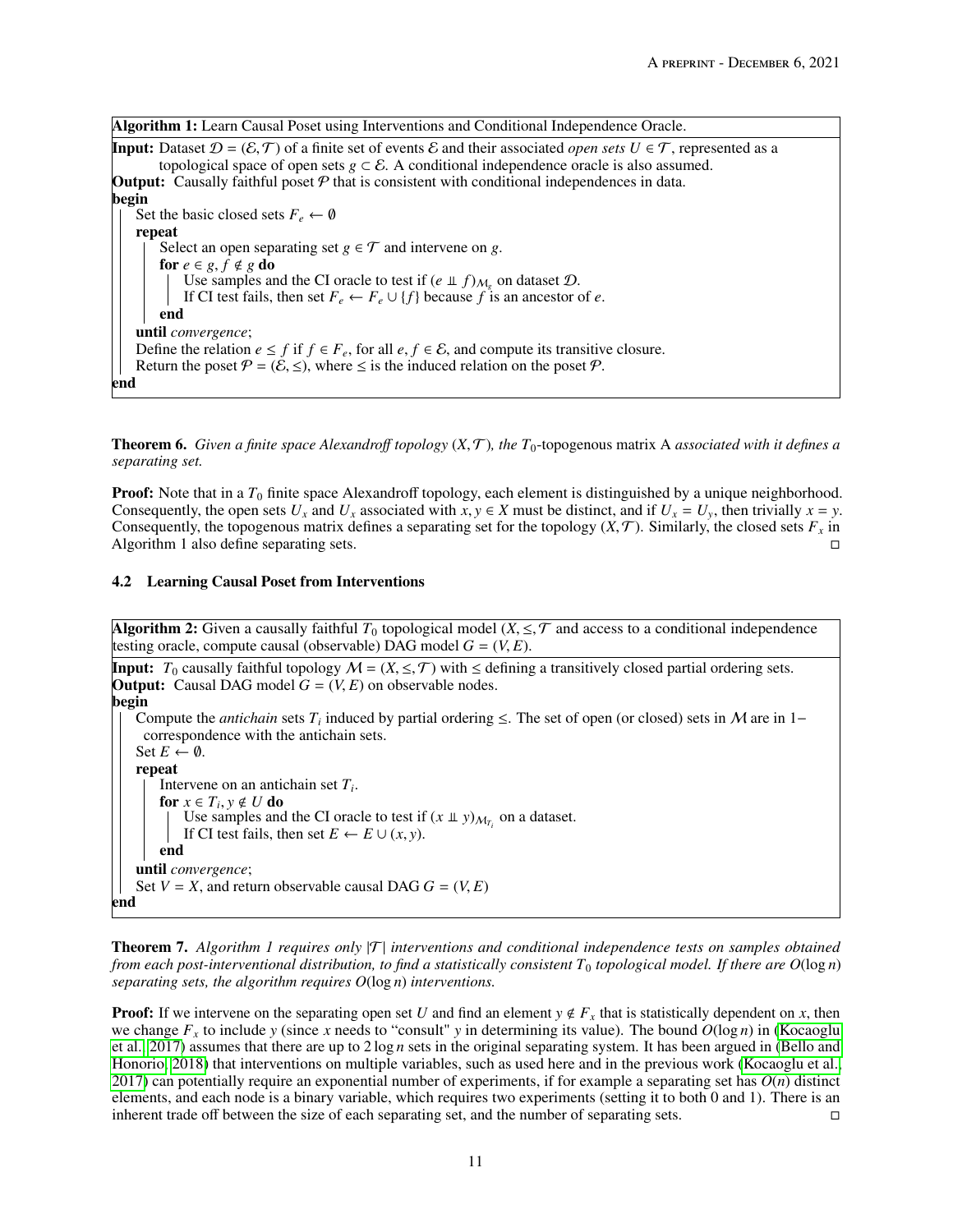**Algorithm 1:** Learn Causal Poset using Interventions and Conditional Independence Oracle.

**Input:** Dataset $\mathcal{D} = (\mathcal{E}, \mathcal{T})$ of a finite set of events $\mathcal{E}$ and their associated *open sets* $U \in \mathcal{T}$, represented as a topological space of open sets $g \subset \mathcal{E}$. A conditional independence oracle is also assumed.
**Output:** Causally faithful poset $\mathcal{P}$ that is consistent with conditional independences in data.
**begin**
  Set the basic closed sets $F_e \leftarrow \emptyset$
  **repeat**
    Select an open separating set $g \in \mathcal{T}$ and intervene on $g$.
    **for** $e \in g, f \notin g$ **do**
      Use samples and the CI oracle to test if $(e \perp\!\!\!\perp f)_{\mathcal{M}_g}$ on dataset $\mathcal{D}$.
      If CI test fails, then set $F_e \leftarrow F_e \cup \{f\}$ because $f$ is an ancestor of $e$.
    **end**
  **until** *convergence*;
  Define the relation $e \leq f$ if $f \in F_e$, for all $e, f \in \mathcal{E}$, and compute its transitive closure.
  Return the poset $\mathcal{P} = (\mathcal{E}, \leq)$, where $\leq$ is the induced relation on the poset $\mathcal{P}$.
**end**

**Theorem 6.** *Given a finite space Alexandroff topology $(X, \mathcal{T})$, the $T_0$-topogenous matrix A associated with it defines a separating set.*

**Proof:** Note that in a $T_0$ finite space Alexandroff topology, each element is distinguished by a unique neighborhood. Consequently, the open sets $U_x$ and $U_x$ associated with $x, y \in X$ must be distinct, and if $U_x = U_y$, then trivially $x = y$. Consequently, the topogenous matrix defines a separating set for the topology $(X, \mathcal{T})$. Similarly, the closed sets $F_x$ in Algorithm 1 also define separating sets. □

### 4.2 Learning Causal Poset from Interventions

**Algorithm 2:** Given a causally faithful $T_0$ topological model $(X, \leq, \mathcal{T}$ and access to a conditional independence testing oracle, compute causal (observable) DAG model $G = (V, E)$.

**Input:** $T_0$ causally faithful topology $\mathcal{M} = (X, \leq, \mathcal{T})$ with $\leq$ defining a transitively closed partial ordering sets.
**Output:** Causal DAG model $G = (V, E)$ on observable nodes.
**begin**
  Compute the *antichain* sets $T_i$ induced by partial ordering $\leq$. The set of open (or closed) sets in $\mathcal{M}$ are in 1− correspondence with the antichain sets.
  Set $E \leftarrow \emptyset$.
  **repeat**
    Intervene on an antichain set $T_i$.
    **for** $x \in T_i, y \notin U$ **do**
      Use samples and the CI oracle to test if $(x \perp\!\!\!\perp y)_{\mathcal{M}_{T_i}}$ on a dataset.
      If CI test fails, then set $E \leftarrow E \cup (x, y)$.
    **end**
  **until** *convergence*;
  Set $V = X$, and return observable causal DAG $G = (V, E)$
**end**

**Theorem 7.** *Algorithm 1 requires only $|\mathcal{T}|$ interventions and conditional independence tests on samples obtained from each post-interventional distribution, to find a statistically consistent $T_0$ topological model. If there are $O(\log n)$ separating sets, the algorithm requires $O(\log n)$ interventions.*

**Proof:** If we intervene on the separating open set $U$ and find an element $y \notin F_x$ that is statistically dependent on $x$, then we change $F_x$ to include $y$ (since $x$ needs to "consult" $y$ in determining its value). The bound $O(\log n)$ in (Kocaoglu et al., 2017) assumes that there are up to $2 \log n$ sets in the original separating system. It has been argued in (Bello and Honorio, 2018) that interventions on multiple variables, such as used here and in the previous work (Kocaoglu et al., 2017) can potentially require an exponential number of experiments, if for example a separating set has $O(n)$ distinct elements, and each node is a binary variable, which requires two experiments (setting it to both 0 and 1). There is an inherent trade off between the size of each separating set, and the number of separating sets. □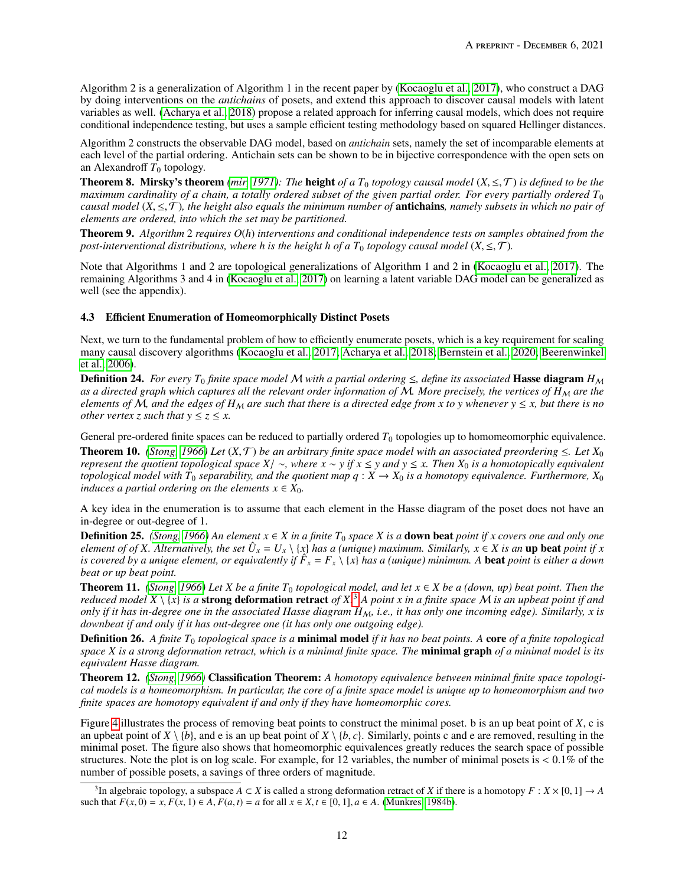Algorithm 2 is a generalization of Algorithm 1 in the recent paper by (Kocaoglu et al., 2017), who construct a DAG by doing interventions on the *antichains* of posets, and extend this approach to discover causal models with latent variables as well. (Acharya et al., 2018) propose a related approach for inferring causal models, which does not require conditional independence testing, but uses a sample efficient testing methodology based on squared Hellinger distances.

Algorithm 2 constructs the observable DAG model, based on *antichain* sets, namely the set of incomparable elements at each level of the partial ordering. Antichain sets can be shown to be in bijective correspondence with the open sets on an Alexandroff $T_0$ topology.

**Theorem 8. Mirsky's theorem** *(mir, 1971): The* **height** *of a $T_0$ topology causal model $(X, \leq, \mathcal{T})$ is defined to be the maximum cardinality of a chain, a totally ordered subset of the given partial order. For every partially ordered $T_0$ causal model $(X, \leq, \mathcal{T})$, the height also equals the minimum number of* **antichains***, namely subsets in which no pair of elements are ordered, into which the set may be partitioned.*

**Theorem 9.** *Algorithm 2 requires $O(h)$ interventions and conditional independence tests on samples obtained from the post-interventional distributions, where h is the height h of a $T_0$ topology causal model $(X, \leq, \mathcal{T})$.*

Note that Algorithms 1 and 2 are topological generalizations of Algorithm 1 and 2 in (Kocaoglu et al., 2017). The remaining Algorithms 3 and 4 in (Kocaoglu et al., 2017) on learning a latent variable DAG model can be generalized as well (see the appendix).

### 4.3 Efficient Enumeration of Homeomorphically Distinct Posets

Next, we turn to the fundamental problem of how to efficiently enumerate posets, which is a key requirement for scaling many causal discovery algorithms (Kocaoglu et al., 2017; Acharya et al., 2018; Bernstein et al., 2020; Beerenwinkel et al., 2006).

**Definition 24.** *For every $T_0$ finite space model $\mathcal{M}$ with a partial ordering $\leq$, define its associated* **Hasse diagram** *$H_{\mathcal{M}}$ as a directed graph which captures all the relevant order information of $\mathcal{M}$. More precisely, the vertices of $H_{\mathcal{M}}$ are the elements of $\mathcal{M}$, and the edges of $H_{\mathcal{M}}$ are such that there is a directed edge from x to y whenever $y \leq x$, but there is no other vertex z such that $y \leq z \leq x$.*

General pre-ordered finite spaces can be reduced to partially ordered $T_0$ topologies up to homomeomorphic equivalence.

**Theorem 10.** *(Stong, 1966) Let $(X, \mathcal{T})$ be an arbitrary finite space model with an associated preordering $\leq$. Let $X_0$ represent the quotient topological space $X/\sim$, where $x \sim y$ if $x \leq y$ and $y \leq x$. Then $X_0$ is a homotopically equivalent topological model with $T_0$ separability, and the quotient map $q : X \rightarrow X_0$ is a homotopy equivalence. Furthermore, $X_0$ induces a partial ordering on the elements $x \in X_0$.*

A key idea in the enumeration is to assume that each element in the Hasse diagram of the poset does not have an in-degree or out-degree of 1.

**Definition 25.** *(Stong, 1966) An element $x \in X$ in a finite $T_0$ space X is a* **down beat** *point if x covers one and only one element of of X. Alternatively, the set $\hat{U}_x = U_x \setminus \{x\}$ has a (unique) maximum. Similarly, $x \in X$ is an* **up beat** *point if x is covered by a unique element, or equivalently if $\hat{F}_x = F_x \setminus \{x\}$ has a (unique) minimum. A* **beat** *point is either a down beat or up beat point.*

**Theorem 11.** *(Stong, 1966) Let X be a finite $T_0$ topological model, and let $x \in X$ be a (down, up) beat point. Then the reduced model $X \setminus \{x\}$ is a* **strong deformation retract** *of X.*[3] *A point x in a finite space $\mathcal{M}$ is an upbeat point if and only if it has in-degree one in the associated Hasse diagram $H_{\mathcal{M}}$, i.e., it has only one incoming edge). Similarly, x is downbeat if and only if it has out-degree one (it has only one outgoing edge).*

**Definition 26.** *A finite $T_0$ topological space is a* **minimal model** *if it has no beat points. A* **core** *of a finite topological space X is a strong deformation retract, which is a minimal finite space. The* **minimal graph** *of a minimal model is its equivalent Hasse diagram.*

**Theorem 12.** *(Stong, 1966)* **Classification Theorem:** *A homotopy equivalence between minimal finite space topological models is a homeomorphism. In particular, the core of a finite space model is unique up to homeomorphism and two finite spaces are homotopy equivalent if and only if they have homeomorphic cores.*

Figure 4 illustrates the process of removing beat points to construct the minimal poset. b is an up beat point of $X$, c is an upbeat point of $X \setminus \{b\}$, and e is an up beat point of $X \setminus \{b, c\}$. Similarly, points c and e are removed, resulting in the minimal poset. The figure also shows that homeomorphic equivalences greatly reduces the search space of possible structures. Note the plot is on log scale. For example, for 12 variables, the number of minimal posets is $< 0.1\%$ of the number of possible posets, a savings of three orders of magnitude.

[3] In algebraic topology, a subspace $A \subset X$ is called a strong deformation retract of $X$ if there is a homotopy $F : X \times [0, 1] \rightarrow A$ such that $F(x, 0) = x, F(x, 1) \in A, F(a, t) = a$ for all $x \in X, t \in [0, 1], a \in A$. (Munkres, 1984b).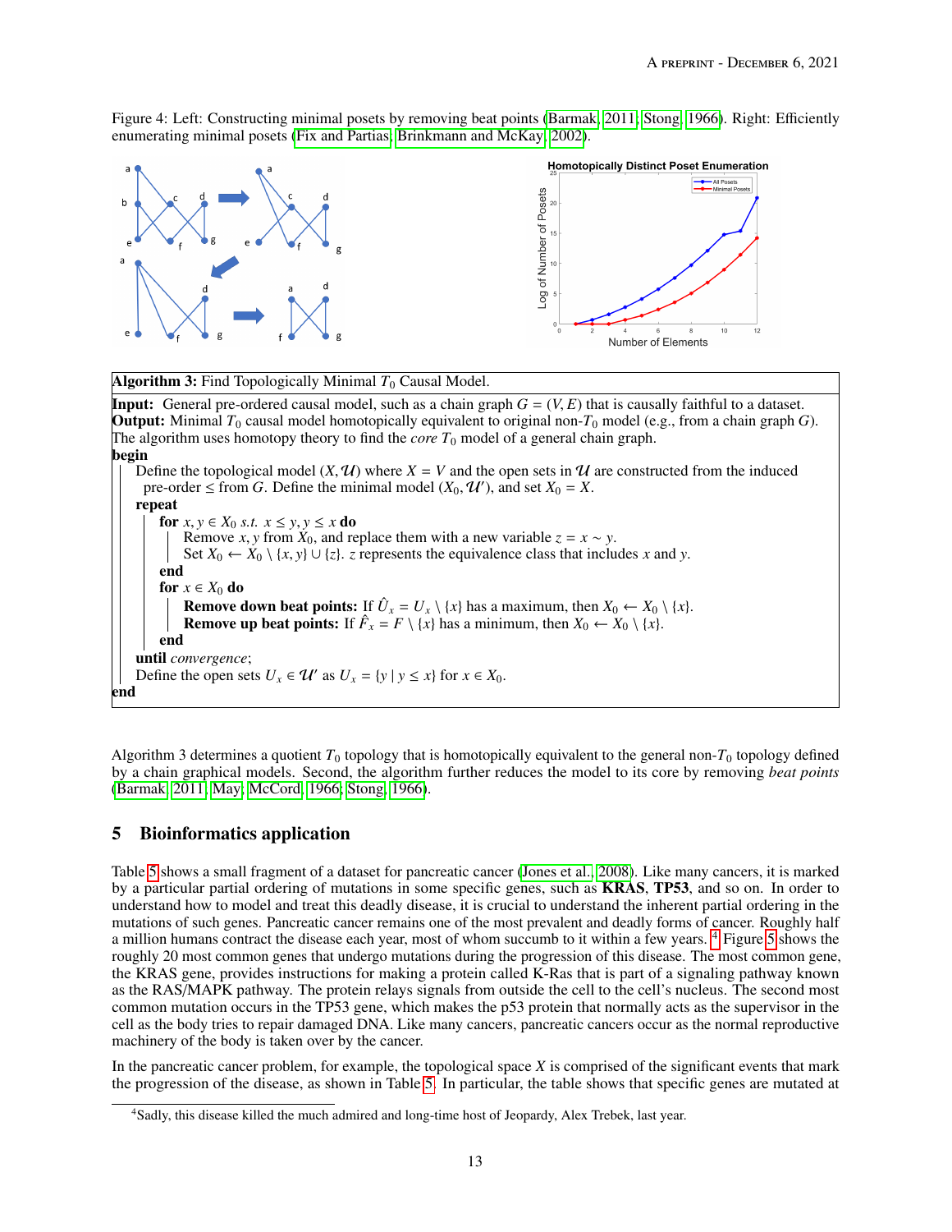Figure 4: Left: Constructing minimal posets by removing beat points (Barmak, 2011; Stong, 1966). Right: Efficiently enumerating minimal posets (Fix and Partias; Brinkmann and McKay, 2002).

**Algorithm 3:** Find Topologically Minimal $T_0$ Causal Model.

**Input:** General pre-ordered causal model, such as a chain graph $G = (V, E)$ that is causally faithful to a dataset.
**Output:** Minimal $T_0$ causal model homotopically equivalent to original non-$T_0$ model (e.g., from a chain graph $G$).
The algorithm uses homotopy theory to find the *core* $T_0$ model of a general chain graph.

**begin**

  Define the topological model $(X, \mathcal{U})$ where $X = V$ and the open sets in $\mathcal{U}$ are constructed from the induced pre-order $\leq$ from $G$. Define the minimal model $(X_0, \mathcal{U}')$, and set $X_0 = X$.

  **repeat**

    **for** $x, y \in X_0$ *s.t.* $x \leq y, y \leq x$ **do**

      Remove $x, y$ from $X_0$, and replace them with a new variable $z = x \sim y$.
      Set $X_0 \leftarrow X_0 \setminus \{x, y\} \cup \{z\}$. $z$ represents the equivalence class that includes $x$ and $y$.

    **end**

    **for** $x \in X_0$ **do**

      **Remove down beat points:** If $\hat{U}_x = U_x \setminus \{x\}$ has a maximum, then $X_0 \leftarrow X_0 \setminus \{x\}$.
      **Remove up beat points:** If $\hat{F}_x = F \setminus \{x\}$ has a minimum, then $X_0 \leftarrow X_0 \setminus \{x\}$.

    **end**

  **until** *convergence*;

  Define the open sets $U_x \in \mathcal{U}'$ as $U_x = \{y \mid y \leq x\}$ for $x \in X_0$.

**end**

Algorithm 3 determines a quotient $T_0$ topology that is homotopically equivalent to the general non-$T_0$ topology defined by a chain graphical models. Second, the algorithm further reduces the model to its core by removing *beat points* (Barmak, 2011; May; McCord, 1966; Stong, 1966).

## 5 Bioinformatics application

Table 5 shows a small fragment of a dataset for pancreatic cancer (Jones et al., 2008). Like many cancers, it is marked by a particular partial ordering of mutations in some specific genes, such as **KRAS**, **TP53**, and so on. In order to understand how to model and treat this deadly disease, it is crucial to understand the inherent partial ordering in the mutations of such genes. Pancreatic cancer remains one of the most prevalent and deadly forms of cancer. Roughly half a million humans contract the disease each year, most of whom succumb to it within a few years. [4] Figure 5 shows the roughly 20 most common genes that undergo mutations during the progression of this disease. The most common gene, the KRAS gene, provides instructions for making a protein called K-Ras that is part of a signaling pathway known as the RAS/MAPK pathway. The protein relays signals from outside the cell to the cell's nucleus. The second most common mutation occurs in the TP53 gene, which makes the p53 protein that normally acts as the supervisor in the cell as the body tries to repair damaged DNA. Like many cancers, pancreatic cancers occur as the normal reproductive machinery of the body is taken over by the cancer.

In the pancreatic cancer problem, for example, the topological space $X$ is comprised of the significant events that mark the progression of the disease, as shown in Table 5. In particular, the table shows that specific genes are mutated at

[4] Sadly, this disease killed the much admired and long-time host of Jeopardy, Alex Trebek, last year.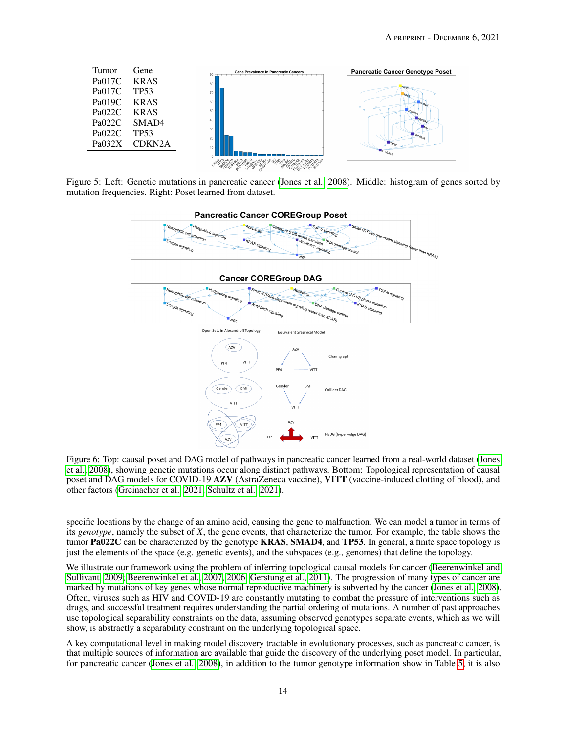| Tumor | Gene |
| --- | --- |
| Pa017C | KRAS |
| Pa017C | TP53 |
| Pa019C | KRAS |
| Pa022C | KRAS |
| Pa022C | SMAD4 |
| Pa022C | TP53 |
| Pa032X | CDKN2A |

Figure 5: Left: Genetic mutations in pancreatic cancer (Jones et al., 2008). Middle: histogram of genes sorted by mutation frequencies. Right: Poset learned from dataset.

Figure 6: Top: causal poset and DAG model of pathways in pancreatic cancer learned from a real-world dataset (Jones et al., 2008), showing genetic mutations occur along distinct pathways. Bottom: Topological representation of causal poset and DAG models for COVID-19 **AZV** (AstraZeneca vaccine), **VITT** (vaccine-induced clotting of blood), and other factors (Greinacher et al., 2021; Schultz et al., 2021).

specific locations by the change of an amino acid, causing the gene to malfunction. We can model a tumor in terms of its *genotype*, namely the subset of $X$, the gene events, that characterize the tumor. For example, the table shows the tumor **Pa022C** can be characterized by the genotype **KRAS**, **SMAD4**, and **TP53**. In general, a finite space topology is just the elements of the space (e.g. genetic events), and the subspaces (e.g., genomes) that define the topology.

We illustrate our framework using the problem of inferring topological causal models for cancer (Beerenwinkel and Sullivant, 2009; Beerenwinkel et al., 2007, 2006; Gerstung et al., 2011). The progression of many types of cancer are marked by mutations of key genes whose normal reproductive machinery is subverted by the cancer (Jones et al., 2008). Often, viruses such as HIV and COVID-19 are constantly mutating to combat the pressure of interventions such as drugs, and successful treatment requires understanding the partial ordering of mutations. A number of past approaches use topological separability constraints on the data, assuming observed genotypes separate events, which as we will show, is abstractly a separability constraint on the underlying topological space.

A key computational level in making model discovery tractable in evolutionary processes, such as pancreatic cancer, is that multiple sources of information are available that guide the discovery of the underlying poset model. In particular, for pancreatic cancer (Jones et al., 2008), in addition to the tumor genotype information show in Table 5, it is also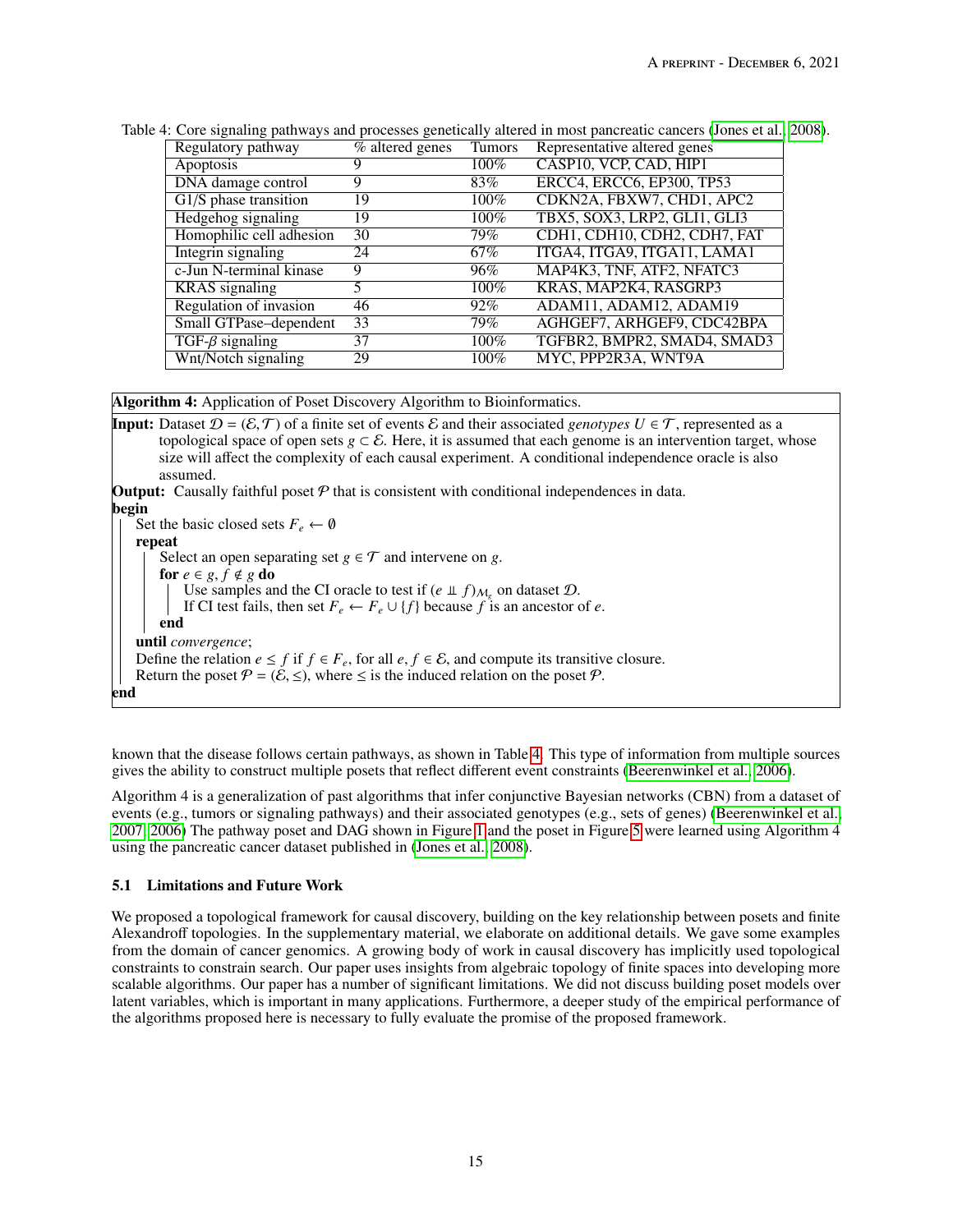Table 4: Core signaling pathways and processes genetically altered in most pancreatic cancers (Jones et al., 2008).

| Regulatory pathway | % altered genes | Tumors | Representative altered genes |
|---|---|---|---|
| Apoptosis | 9 | 100% | CASP10, VCP, CAD, HIP1 |
| DNA damage control | 9 | 83% | ERCC4, ERCC6, EP300, TP53 |
| G1/S phase transition | 19 | 100% | CDKN2A, FBXW7, CHD1, APC2 |
| Hedgehog signaling | 19 | 100% | TBX5, SOX3, LRP2, GLI1, GLI3 |
| Homophilic cell adhesion | 30 | 79% | CDH1, CDH10, CDH2, CDH7, FAT |
| Integrin signaling | 24 | 67% | ITGA4, ITGA9, ITGA11, LAMA1 |
| c-Jun N-terminal kinase | 9 | 96% | MAP4K3, TNF, ATF2, NFATC3 |
| KRAS signaling | 5 | 100% | KRAS, MAP2K4, RASGRP3 |
| Regulation of invasion | 46 | 92% | ADAM11, ADAM12, ADAM19 |
| Small GTPase–dependent | 33 | 79% | AGHGEF7, ARHGEF9, CDC42BPA |
| TGF-$\beta$ signaling | 37 | 100% | TGFBR2, BMPR2, SMAD4, SMAD3 |
| Wnt/Notch signaling | 29 | 100% | MYC, PPP2R3A, WNT9A |

**Algorithm 4:** Application of Poset Discovery Algorithm to Bioinformatics.

**Input:** Dataset $\mathcal{D} = (\mathcal{E}, \mathcal{T})$ of a finite set of events $\mathcal{E}$ and their associated *genotypes* $U \in \mathcal{T}$, represented as a topological space of open sets $g \subset \mathcal{E}$. Here, it is assumed that each genome is an intervention target, whose size will affect the complexity of each causal experiment. A conditional independence oracle is also assumed.

**Output:** Causally faithful poset $\mathcal{P}$ that is consistent with conditional independences in data.

**begin**
- Set the basic closed sets $F_e \leftarrow \emptyset$
- **repeat**
  - Select an open separating set $g \in \mathcal{T}$ and intervene on $g$.
  - **for** $e \in g, f \notin g$ **do**
    - Use samples and the CI oracle to test if $(e \perp\!\!\!\perp f)_{\mathcal{M}_g}$ on dataset $\mathcal{D}$.
    - If CI test fails, then set $F_e \leftarrow F_e \cup \{f\}$ because $f$ is an ancestor of $e$.
  - **end**
- **until** *convergence*;
- Define the relation $e \leq f$ if $f \in F_e$, for all $e, f \in \mathcal{E}$, and compute its transitive closure.
- Return the poset $\mathcal{P} = (\mathcal{E}, \leq)$, where $\leq$ is the induced relation on the poset $\mathcal{P}$.

**end**

known that the disease follows certain pathways, as shown in Table 4. This type of information from multiple sources gives the ability to construct multiple posets that reflect different event constraints (Beerenwinkel et al., 2006).

Algorithm 4 is a generalization of past algorithms that infer conjunctive Bayesian networks (CBN) from a dataset of events (e.g., tumors or signaling pathways) and their associated genotypes (e.g., sets of genes) (Beerenwinkel et al., 2007, 2006) The pathway poset and DAG shown in Figure 1 and the poset in Figure 5 were learned using Algorithm 4 using the pancreatic cancer dataset published in (Jones et al., 2008).

### 5.1 Limitations and Future Work

We proposed a topological framework for causal discovery, building on the key relationship between posets and finite Alexandroff topologies. In the supplementary material, we elaborate on additional details. We gave some examples from the domain of cancer genomics. A growing body of work in causal discovery has implicitly used topological constraints to constrain search. Our paper uses insights from algebraic topology of finite spaces into developing more scalable algorithms. Our paper has a number of significant limitations. We did not discuss building poset models over latent variables, which is important in many applications. Furthermore, a deeper study of the empirical performance of the algorithms proposed here is necessary to fully evaluate the promise of the proposed framework.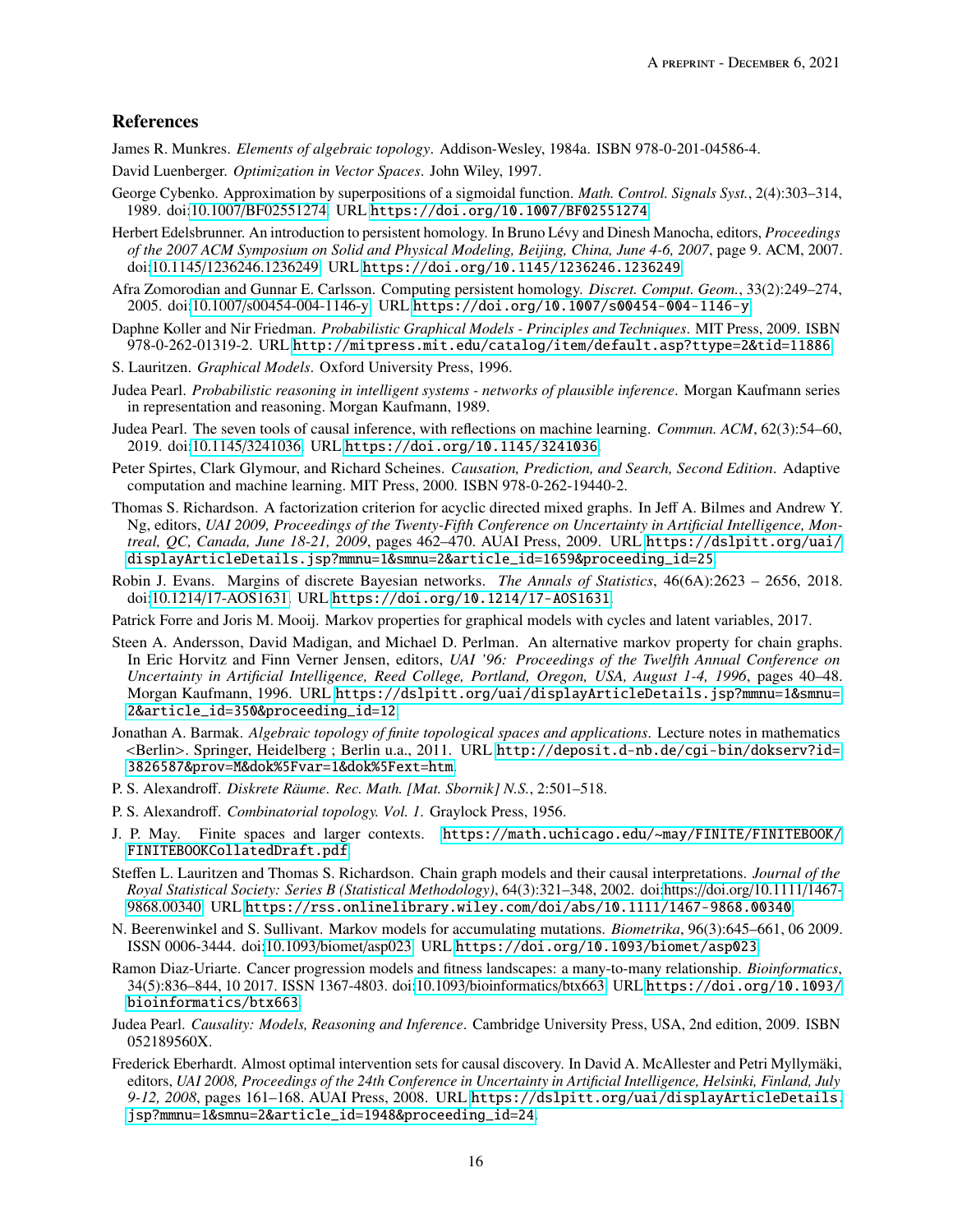## References

James R. Munkres. *Elements of algebraic topology*. Addison-Wesley, 1984a. ISBN 978-0-201-04586-4.

David Luenberger. *Optimization in Vector Spaces*. John Wiley, 1997.

George Cybenko. Approximation by superpositions of a sigmoidal function. *Math. Control. Signals Syst.*, 2(4):303–314, 1989. doi:10.1007/BF02551274. URL https://doi.org/10.1007/BF02551274.

Herbert Edelsbrunner. An introduction to persistent homology. In Bruno Lévy and Dinesh Manocha, editors, *Proceedings of the 2007 ACM Symposium on Solid and Physical Modeling, Beijing, China, June 4-6, 2007*, page 9. ACM, 2007. doi:10.1145/1236246.1236249. URL https://doi.org/10.1145/1236246.1236249.

Afra Zomorodian and Gunnar E. Carlsson. Computing persistent homology. *Discret. Comput. Geom.*, 33(2):249–274, 2005. doi:10.1007/s00454-004-1146-y. URL https://doi.org/10.1007/s00454-004-1146-y.

Daphne Koller and Nir Friedman. *Probabilistic Graphical Models - Principles and Techniques*. MIT Press, 2009. ISBN 978-0-262-01319-2. URL http://mitpress.mit.edu/catalog/item/default.asp?ttype=2&tid=11886.

S. Lauritzen. *Graphical Models*. Oxford University Press, 1996.

Judea Pearl. *Probabilistic reasoning in intelligent systems - networks of plausible inference*. Morgan Kaufmann series in representation and reasoning. Morgan Kaufmann, 1989.

Judea Pearl. The seven tools of causal inference, with reflections on machine learning. *Commun. ACM*, 62(3):54–60, 2019. doi:10.1145/3241036. URL https://doi.org/10.1145/3241036.

Peter Spirtes, Clark Glymour, and Richard Scheines. *Causation, Prediction, and Search, Second Edition*. Adaptive computation and machine learning. MIT Press, 2000. ISBN 978-0-262-19440-2.

Thomas S. Richardson. A factorization criterion for acyclic directed mixed graphs. In Jeff A. Bilmes and Andrew Y. Ng, editors, *UAI 2009, Proceedings of the Twenty-Fifth Conference on Uncertainty in Artificial Intelligence, Montreal, QC, Canada, June 18-21, 2009*, pages 462–470. AUAI Press, 2009. URL https://dslpitt.org/uai/displayArticleDetails.jsp?mmnu=1&smnu=2&article_id=1659&proceeding_id=25.

Robin J. Evans. Margins of discrete Bayesian networks. *The Annals of Statistics*, 46(6A):2623 – 2656, 2018. doi:10.1214/17-AOS1631. URL https://doi.org/10.1214/17-AOS1631.

Patrick Forre and Joris M. Mooij. Markov properties for graphical models with cycles and latent variables, 2017.

Steen A. Andersson, David Madigan, and Michael D. Perlman. An alternative markov property for chain graphs. In Eric Horvitz and Finn Verner Jensen, editors, *UAI '96: Proceedings of the Twelfth Annual Conference on Uncertainty in Artificial Intelligence, Reed College, Portland, Oregon, USA, August 1-4, 1996*, pages 40–48. Morgan Kaufmann, 1996. URL https://dslpitt.org/uai/displayArticleDetails.jsp?mmnu=1&smnu=2&article_id=350&proceeding_id=12.

Jonathan A. Barmak. *Algebraic topology of finite topological spaces and applications*. Lecture notes in mathematics <Berlin>. Springer, Heidelberg ; Berlin u.a., 2011. URL http://deposit.d-nb.de/cgi-bin/dokserv?id=3826587&prov=M&dok%5Fvar=1&dok%5Fext=htm.

P. S. Alexandroff. *Diskrete Räume*. *Rec. Math. [Mat. Sbornik] N.S.*, 2:501–518.

P. S. Alexandroff. *Combinatorial topology. Vol. 1*. Graylock Press, 1956.

J. P. May. Finite spaces and larger contexts. https://math.uchicago.edu/~may/FINITE/FINITEBOOK/FINITEBOOKCollatedDraft.pdf.

Steffen L. Lauritzen and Thomas S. Richardson. Chain graph models and their causal interpretations. *Journal of the Royal Statistical Society: Series B (Statistical Methodology)*, 64(3):321–348, 2002. doi:https://doi.org/10.1111/1467-9868.00340. URL https://rss.onlinelibrary.wiley.com/doi/abs/10.1111/1467-9868.00340.

N. Beerenwinkel and S. Sullivant. Markov models for accumulating mutations. *Biometrika*, 96(3):645–661, 06 2009. ISSN 0006-3444. doi:10.1093/biomet/asp023. URL https://doi.org/10.1093/biomet/asp023.

Ramon Diaz-Uriarte. Cancer progression models and fitness landscapes: a many-to-many relationship. *Bioinformatics*, 34(5):836–844, 10 2017. ISSN 1367-4803. doi:10.1093/bioinformatics/btx663. URL https://doi.org/10.1093/bioinformatics/btx663.

Judea Pearl. *Causality: Models, Reasoning and Inference*. Cambridge University Press, USA, 2nd edition, 2009. ISBN 052189560X.

Frederick Eberhardt. Almost optimal intervention sets for causal discovery. In David A. McAllester and Petri Myllymäki, editors, *UAI 2008, Proceedings of the 24th Conference in Uncertainty in Artificial Intelligence, Helsinki, Finland, July 9-12, 2008*, pages 161–168. AUAI Press, 2008. URL https://dslpitt.org/uai/displayArticleDetails.jsp?mmnu=1&smnu=2&article_id=1948&proceeding_id=24.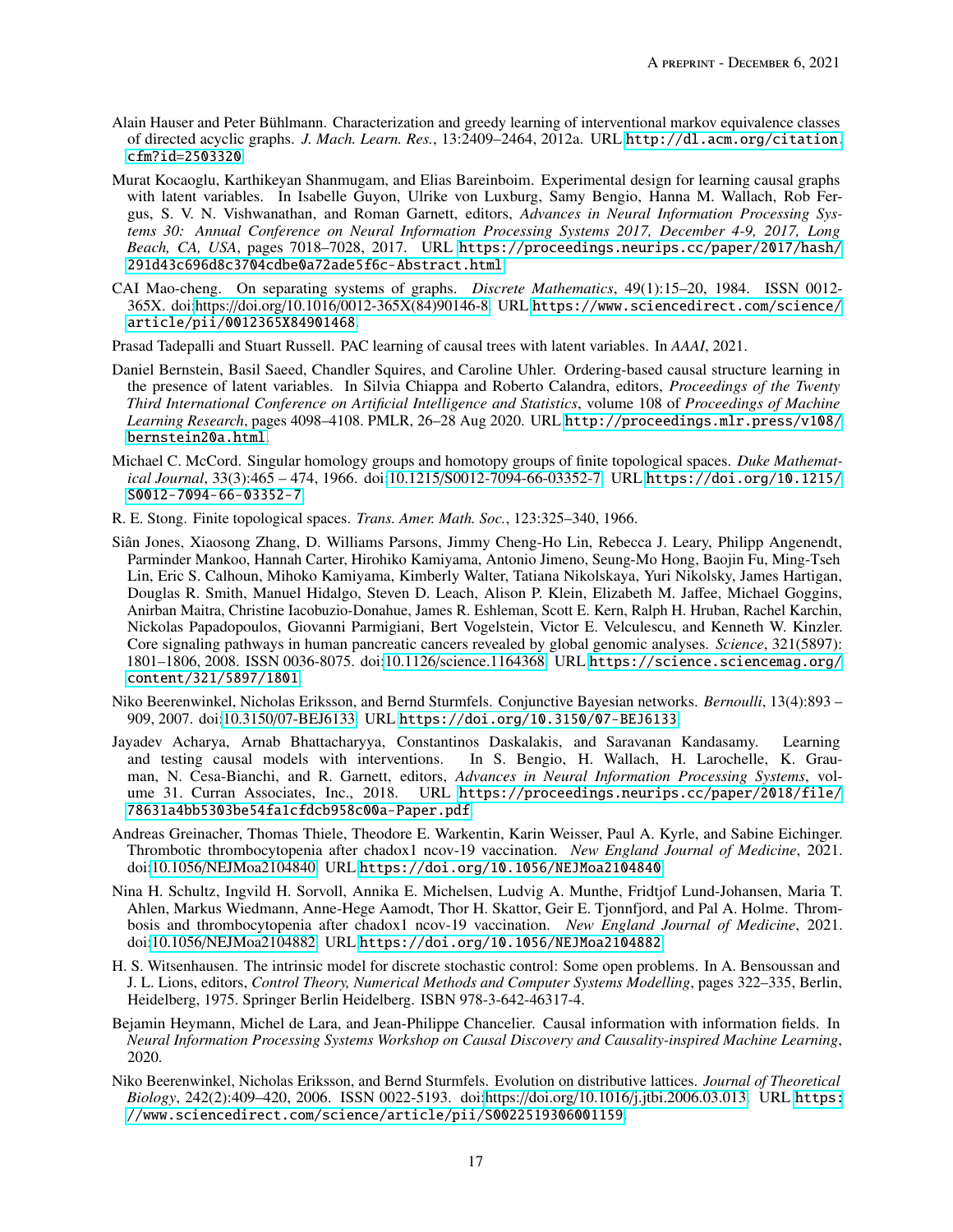Alain Hauser and Peter Bühlmann. Characterization and greedy learning of interventional markov equivalence classes of directed acyclic graphs. *J. Mach. Learn. Res.*, 13:2409–2464, 2012a. URL http://dl.acm.org/citation.cfm?id=2503320.

Murat Kocaoglu, Karthikeyan Shanmugam, and Elias Bareinboim. Experimental design for learning causal graphs with latent variables. In Isabelle Guyon, Ulrike von Luxburg, Samy Bengio, Hanna M. Wallach, Rob Fergus, S. V. N. Vishwanathan, and Roman Garnett, editors, *Advances in Neural Information Processing Systems 30: Annual Conference on Neural Information Processing Systems 2017, December 4-9, 2017, Long Beach, CA, USA*, pages 7018–7028, 2017. URL https://proceedings.neurips.cc/paper/2017/hash/291d43c696d8c3704cdbe0a72ade5f6c-Abstract.html.

CAI Mao-cheng. On separating systems of graphs. *Discrete Mathematics*, 49(1):15–20, 1984. ISSN 0012-365X. doi:https://doi.org/10.1016/0012-365X(84)90146-8. URL https://www.sciencedirect.com/science/article/pii/0012365X84901468.

Prasad Tadepalli and Stuart Russell. PAC learning of causal trees with latent variables. In *AAAI*, 2021.

Daniel Bernstein, Basil Saeed, Chandler Squires, and Caroline Uhler. Ordering-based causal structure learning in the presence of latent variables. In Silvia Chiappa and Roberto Calandra, editors, *Proceedings of the Twenty Third International Conference on Artificial Intelligence and Statistics*, volume 108 of *Proceedings of Machine Learning Research*, pages 4098–4108. PMLR, 26–28 Aug 2020. URL http://proceedings.mlr.press/v108/bernstein20a.html.

Michael C. McCord. Singular homology groups and homotopy groups of finite topological spaces. *Duke Mathematical Journal*, 33(3):465 – 474, 1966. doi:10.1215/S0012-7094-66-03352-7. URL https://doi.org/10.1215/S0012-7094-66-03352-7.

R. E. Stong. Finite topological spaces. *Trans. Amer. Math. Soc.*, 123:325–340, 1966.

Siân Jones, Xiaosong Zhang, D. Williams Parsons, Jimmy Cheng-Ho Lin, Rebecca J. Leary, Philipp Angenendt, Parminder Mankoo, Hannah Carter, Hirohiko Kamiyama, Antonio Jimeno, Seung-Mo Hong, Baojin Fu, Ming-Tseh Lin, Eric S. Calhoun, Mihoko Kamiyama, Kimberly Walter, Tatiana Nikolskaya, Yuri Nikolsky, James Hartigan, Douglas R. Smith, Manuel Hidalgo, Steven D. Leach, Alison P. Klein, Elizabeth M. Jaffee, Michael Goggins, Anirban Maitra, Christine Iacobuzio-Donahue, James R. Eshleman, Scott E. Kern, Ralph H. Hruban, Rachel Karchin, Nickolas Papadopoulos, Giovanni Parmigiani, Bert Vogelstein, Victor E. Velculescu, and Kenneth W. Kinzler. Core signaling pathways in human pancreatic cancers revealed by global genomic analyses. *Science*, 321(5897):1801–1806, 2008. ISSN 0036-8075. doi:10.1126/science.1164368. URL https://science.sciencemag.org/content/321/5897/1801.

Niko Beerenwinkel, Nicholas Eriksson, and Bernd Sturmfels. Conjunctive Bayesian networks. *Bernoulli*, 13(4):893 – 909, 2007. doi:10.3150/07-BEJ6133. URL https://doi.org/10.3150/07-BEJ6133.

Jayadev Acharya, Arnab Bhattacharyya, Constantinos Daskalakis, and Saravanan Kandasamy. Learning and testing causal models with interventions. In S. Bengio, H. Wallach, H. Larochelle, K. Grauman, N. Cesa-Bianchi, and R. Garnett, editors, *Advances in Neural Information Processing Systems*, volume 31. Curran Associates, Inc., 2018. URL https://proceedings.neurips.cc/paper/2018/file/78631a4bb5303be54fa1cfdcb958c00a-Paper.pdf.

Andreas Greinacher, Thomas Thiele, Theodore E. Warkentin, Karin Weisser, Paul A. Kyrle, and Sabine Eichinger. Thrombotic thrombocytopenia after chadox1 ncov-19 vaccination. *New England Journal of Medicine*, 2021. doi:10.1056/NEJMoa2104840. URL https://doi.org/10.1056/NEJMoa2104840.

Nina H. Schultz, Ingvild H. Sorvoll, Annika E. Michelsen, Ludvig A. Munthe, Fridtjof Lund-Johansen, Maria T. Ahlen, Markus Wiedmann, Anne-Hege Aamodt, Thor H. Skattor, Geir E. Tjonnfjord, and Pal A. Holme. Thrombosis and thrombocytopenia after chadox1 ncov-19 vaccination. *New England Journal of Medicine*, 2021. doi:10.1056/NEJMoa2104882. URL https://doi.org/10.1056/NEJMoa2104882.

H. S. Witsenhausen. The intrinsic model for discrete stochastic control: Some open problems. In A. Bensoussan and J. L. Lions, editors, *Control Theory, Numerical Methods and Computer Systems Modelling*, pages 322–335, Berlin, Heidelberg, 1975. Springer Berlin Heidelberg. ISBN 978-3-642-46317-4.

Bejamin Heymann, Michel de Lara, and Jean-Philippe Chancelier. Causal information with information fields. In *Neural Information Processing Systems Workshop on Causal Discovery and Causality-inspired Machine Learning*, 2020.

Niko Beerenwinkel, Nicholas Eriksson, and Bernd Sturmfels. Evolution on distributive lattices. *Journal of Theoretical Biology*, 242(2):409–420, 2006. ISSN 0022-5193. doi:https://doi.org/10.1016/j.jtbi.2006.03.013. URL https://www.sciencedirect.com/science/article/pii/S0022519306001159.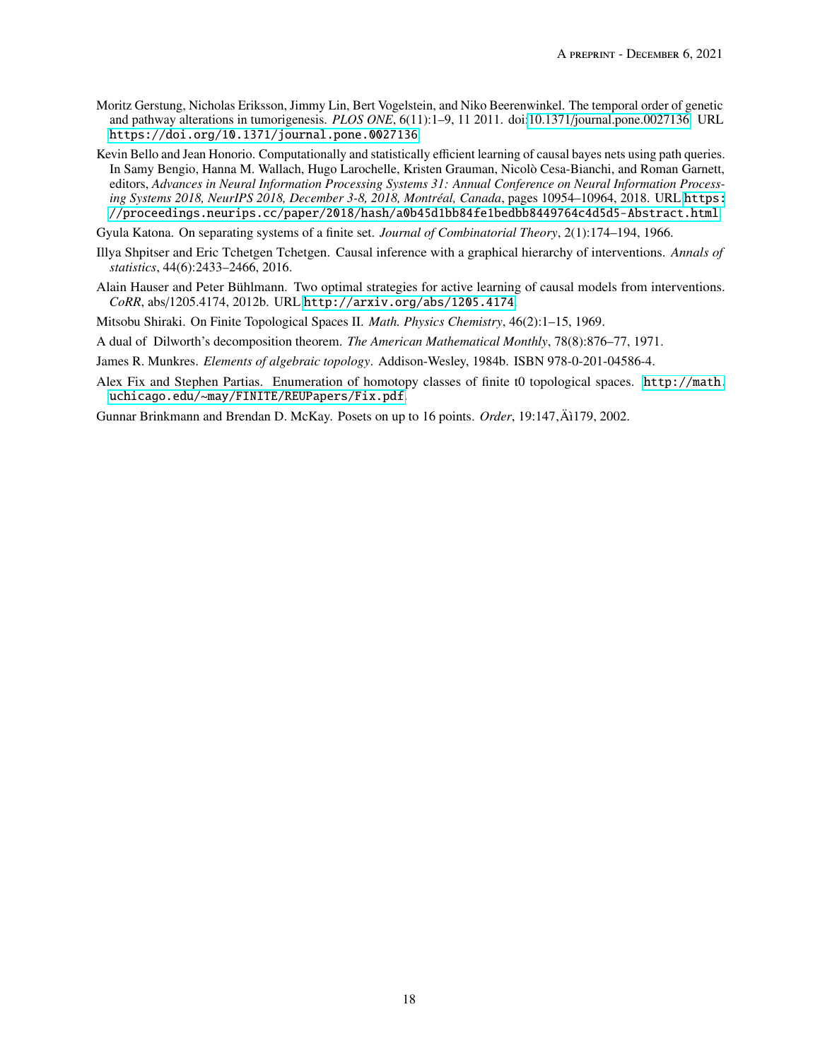Moritz Gerstung, Nicholas Eriksson, Jimmy Lin, Bert Vogelstein, and Niko Beerenwinkel. The temporal order of genetic and pathway alterations in tumorigenesis. *PLOS ONE*, 6(11):1–9, 11 2011. doi:10.1371/journal.pone.0027136. URL https://doi.org/10.1371/journal.pone.0027136.

Kevin Bello and Jean Honorio. Computationally and statistically efficient learning of causal bayes nets using path queries. In Samy Bengio, Hanna M. Wallach, Hugo Larochelle, Kristen Grauman, Nicolò Cesa-Bianchi, and Roman Garnett, editors, *Advances in Neural Information Processing Systems 31: Annual Conference on Neural Information Processing Systems 2018, NeurIPS 2018, December 3-8, 2018, Montréal, Canada*, pages 10954–10964, 2018. URL https://proceedings.neurips.cc/paper/2018/hash/a0b45d1bb84fe1bedbb8449764c4d5d5-Abstract.html.

Gyula Katona. On separating systems of a finite set. *Journal of Combinatorial Theory*, 2(1):174–194, 1966.

Illya Shpitser and Eric Tchetgen Tchetgen. Causal inference with a graphical hierarchy of interventions. *Annals of statistics*, 44(6):2433–2466, 2016.

Alain Hauser and Peter Bühlmann. Two optimal strategies for active learning of causal models from interventions. *CoRR*, abs/1205.4174, 2012b. URL http://arxiv.org/abs/1205.4174.

Mitsobu Shiraki. On Finite Topological Spaces II. *Math. Physics Chemistry*, 46(2):1–15, 1969.

A dual of Dilworth's decomposition theorem. *The American Mathematical Monthly*, 78(8):876–77, 1971.

James R. Munkres. *Elements of algebraic topology*. Addison-Wesley, 1984b. ISBN 978-0-201-04586-4.

Alex Fix and Stephen Partias. Enumeration of homotopy classes of finite t0 topological spaces. http://math.uchicago.edu/~may/FINITE/REUPapers/Fix.pdf.

Gunnar Brinkmann and Brendan D. McKay. Posets on up to 16 points. *Order*, 19:147‚Äì179, 2002.